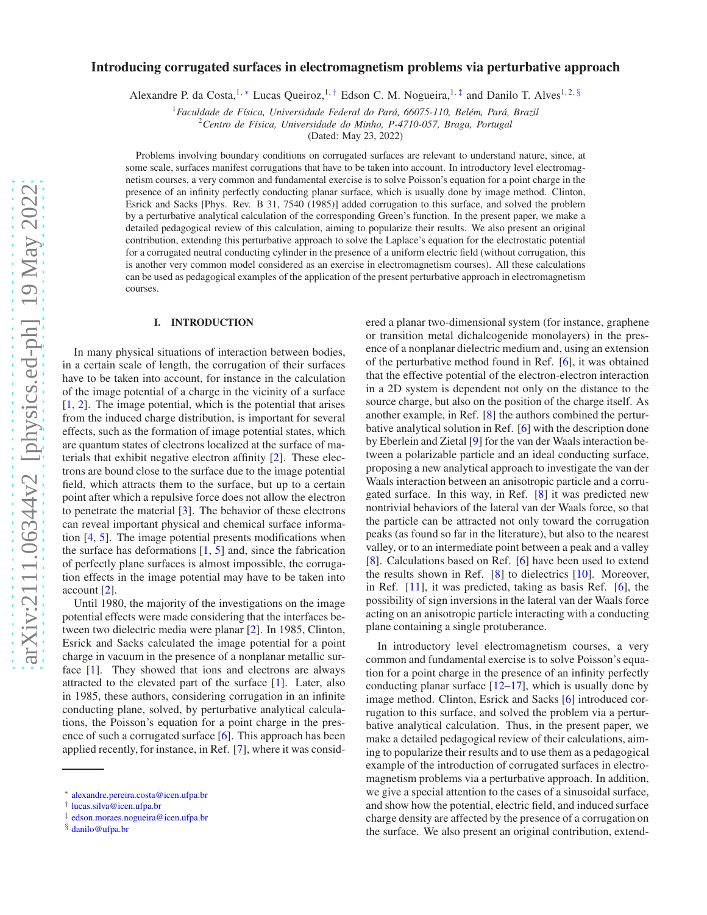# Introducing corrugated surfaces in electromagnetism problems via perturbative approach

Alexandre P. da Costa,[1,*] Lucas Queiroz,[1,†] Edson C. M. Nogueira,[1,‡] and Danilo T. Alves[1,2,§]

[1] *Faculdade de Física, Universidade Federal do Pará, 66075-110, Belém, Pará, Brazil*
[2] *Centro de Física, Universidade do Minho, P-4710-057, Braga, Portugal*

(Dated: May 23, 2022)

Problems involving boundary conditions on corrugated surfaces are relevant to understand nature, since, at some scale, surfaces manifest corrugations that have to be taken into account. In introductory level electromagnetism courses, a very common and fundamental exercise is to solve Poisson's equation for a point charge in the presence of an infinity perfectly conducting planar surface, which is usually done by image method. Clinton, Esrick and Sacks [Phys. Rev. B 31, 7540 (1985)] added corrugation to this surface, and solved the problem by a perturbative analytical calculation of the corresponding Green's function. In the present paper, we make a detailed pedagogical review of this calculation, aiming to popularize their results. We also present an original contribution, extending this perturbative approach to solve the Laplace's equation for the electrostatic potential for a corrugated neutral conducting cylinder in the presence of a uniform electric field (without corrugation, this is another very common model considered as an exercise in electromagnetism courses). All these calculations can be used as pedagogical examples of the application of the present perturbative approach in electromagnetism courses.

## I. INTRODUCTION

In many physical situations of interaction between bodies, in a certain scale of length, the corrugation of their surfaces have to be taken into account, for instance in the calculation of the image potential of a charge in the vicinity of a surface [1, 2]. The image potential, which is the potential that arises from the induced charge distribution, is important for several effects, such as the formation of image potential states, which are quantum states of electrons localized at the surface of materials that exhibit negative electron affinity [2]. These electrons are bound close to the surface due to the image potential field, which attracts them to the surface, but up to a certain point after which a repulsive force does not allow the electron to penetrate the material [3]. The behavior of these electrons can reveal important physical and chemical surface information [4, 5]. The image potential presents modifications when the surface has deformations [1, 5] and, since the fabrication of perfectly plane surfaces is almost impossible, the corrugation effects in the image potential may have to be taken into account [2].

Until 1980, the majority of the investigations on the image potential effects were made considering that the interfaces between two dielectric media were planar [2]. In 1985, Clinton, Esrick and Sacks calculated the image potential for a point charge in vacuum in the presence of a nonplanar metallic surface [1]. They showed that ions and electrons are always attracted to the elevated part of the surface [1]. Later, also in 1985, these authors, considering corrugation in an infinite conducting plane, solved, by perturbative analytical calculations, the Poisson's equation for a point charge in the presence of such a corrugated surface [6]. This approach has been applied recently, for instance, in Ref. [7], where it was considered a planar two-dimensional system (for instance, graphene or transition metal dichalcogenide monolayers) in the presence of a nonplanar dielectric medium and, using an extension of the perturbative method found in Ref. [6], it was obtained that the effective potential of the electron-electron interaction in a 2D system is dependent not only on the distance to the source charge, but also on the position of the charge itself. As another example, in Ref. [8] the authors combined the perturbative analytical solution in Ref. [6] with the description done by Eberlein and Zietal [9] for the van der Waals interaction between a polarizable particle and an ideal conducting surface, proposing a new analytical approach to investigate the van der Waals interaction between an anisotropic particle and a corrugated surface. In this way, in Ref. [8] it was predicted new nontrivial behaviors of the lateral van der Waals force, so that the particle can be attracted not only toward the corrugation peaks (as found so far in the literature), but also to the nearest valley, or to an intermediate point between a peak and a valley [8]. Calculations based on Ref. [6] have been used to extend the results shown in Ref. [8] to dielectrics [10]. Moreover, in Ref. [11], it was predicted, taking as basis Ref. [6], the possibility of sign inversions in the lateral van der Waals force acting on an anisotropic particle interacting with a conducting plane containing a single protuberance.

In introductory level electromagnetism courses, a very common and fundamental exercise is to solve Poisson's equation for a point charge in the presence of an infinity perfectly conducting planar surface [12–17], which is usually done by image method. Clinton, Esrick and Sacks [6] introduced corrugation to this surface, and solved the problem via a perturbative analytical calculation. Thus, in the present paper, we make a detailed pedagogical review of their calculations, aiming to popularize their results and to use them as a pedagogical example of the introduction of corrugated surfaces in electromagnetism problems via a perturbative approach. In addition, we give a special attention to the cases of a sinusoidal surface, and show how the potential, electric field, and induced surface charge density are affected by the presence of a corrugation on the surface. We also present an original contribution, extend-

* alexandre.pereira.costa@icen.ufpa.br
† lucas.silva@icen.ufpa.br
‡ edson.moraes.nogueira@icen.ufpa.br
§ danilo@ufpa.br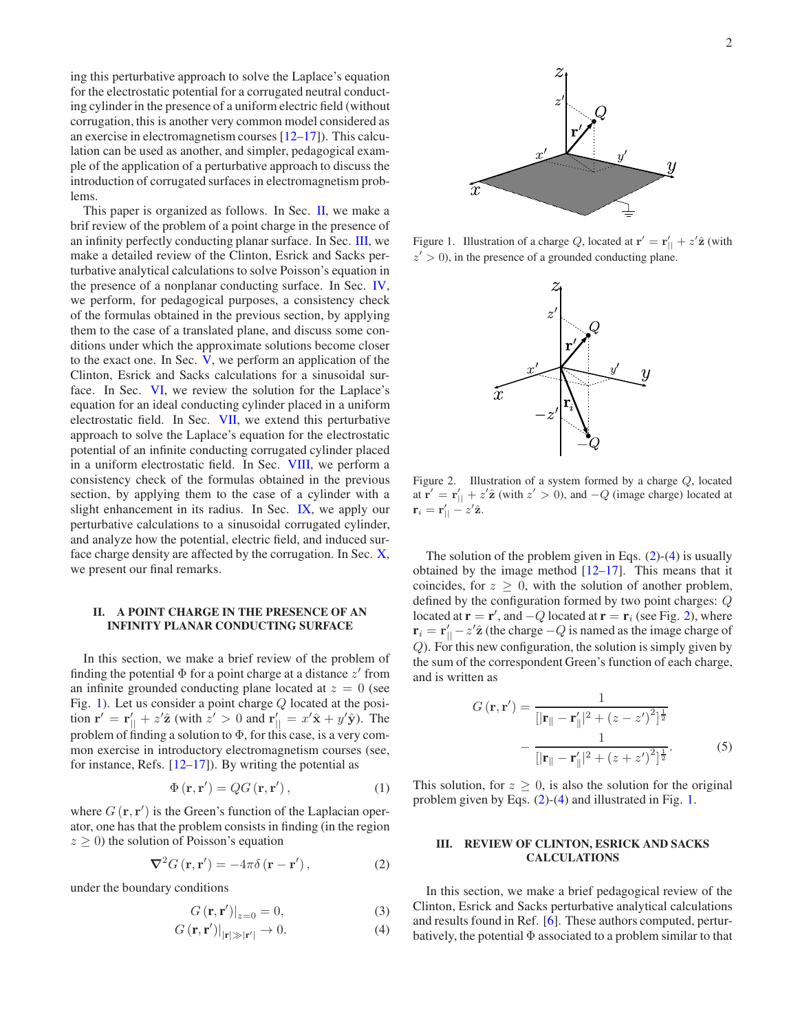ing this perturbative approach to solve the Laplace's equation for the electrostatic potential for a corrugated neutral conducting cylinder in the presence of a uniform electric field (without corrugation, this is another very common model considered as an exercise in electromagnetism courses [12–17]). This calculation can be used as another, and simpler, pedagogical example of the application of a perturbative approach to discuss the introduction of corrugated surfaces in electromagnetism problems.

This paper is organized as follows. In Sec. II, we make a brif review of the problem of a point charge in the presence of an infinity perfectly conducting planar surface. In Sec. III, we make a detailed review of the Clinton, Esrick and Sacks perturbative analytical calculations to solve Poisson's equation in the presence of a nonplanar conducting surface. In Sec. IV, we perform, for pedagogical purposes, a consistency check of the formulas obtained in the previous section, by applying them to the case of a translated plane, and discuss some conditions under which the approximate solutions become closer to the exact one. In Sec. V, we perform an application of the Clinton, Esrick and Sacks calculations for a sinusoidal surface. In Sec. VI, we review the solution for the Laplace's equation for an ideal conducting cylinder placed in a uniform electrostatic field. In Sec. VII, we extend this perturbative approach to solve the Laplace's equation for the electrostatic potential of an infinite conducting corrugated cylinder placed in a uniform electrostatic field. In Sec. VIII, we perform a consistency check of the formulas obtained in the previous section, by applying them to the case of a cylinder with a slight enhancement in its radius. In Sec. IX, we apply our perturbative calculations to a sinusoidal corrugated cylinder, and analyze how the potential, electric field, and induced surface charge density are affected by the corrugation. In Sec. X, we present our final remarks.

## II. A POINT CHARGE IN THE PRESENCE OF AN INFINITY PLANAR CONDUCTING SURFACE

In this section, we make a brief review of the problem of finding the potential $\Phi$ for a point charge at a distance $z'$ from an infinite grounded conducting plane located at $z = 0$ (see Fig. 1). Let us consider a point charge $Q$ located at the position $\mathbf{r}' = \mathbf{r}'_{||} + z'\hat{\mathbf{z}}$ (with $z' > 0$ and $\mathbf{r}'_{||} = x'\hat{\mathbf{x}} + y'\hat{\mathbf{y}}$). The problem of finding a solution to $\Phi$, for this case, is a very common exercise in introductory electromagnetism courses (see, for instance, Refs. [12–17]). By writing the potential as

$$\Phi(\mathbf{r}, \mathbf{r}') = QG(\mathbf{r}, \mathbf{r}'), \tag{1}$$

where $G(\mathbf{r}, \mathbf{r}')$ is the Green's function of the Laplacian operator, one has that the problem consists in finding (in the region $z \geq 0$) the solution of Poisson's equation

$$\nabla^2 G(\mathbf{r}, \mathbf{r}') = -4\pi\delta(\mathbf{r} - \mathbf{r}'), \tag{2}$$

under the boundary conditions

$$G(\mathbf{r}, \mathbf{r}')|_{z=0} = 0, \tag{3}$$

$$G(\mathbf{r}, \mathbf{r}')|_{|\mathbf{r}| \gg |\mathbf{r}'|} \to 0. \tag{4}$$

Figure 1. Illustration of a charge $Q$, located at $\mathbf{r}' = \mathbf{r}'_{||} + z'\hat{\mathbf{z}}$ (with $z' > 0$), in the presence of a grounded conducting plane.

Figure 2. Illustration of a system formed by a charge $Q$, located at $\mathbf{r}' = \mathbf{r}'_{||} + z'\hat{\mathbf{z}}$ (with $z' > 0$), and $-Q$ (image charge) located at $\mathbf{r}_i = \mathbf{r}'_{||} - z'\hat{\mathbf{z}}$.

The solution of the problem given in Eqs. (2)-(4) is usually obtained by the image method [12–17]. This means that it coincides, for $z \geq 0$, with the solution of another problem, defined by the configuration formed by two point charges: $Q$ located at $\mathbf{r} = \mathbf{r}'$, and $-Q$ located at $\mathbf{r} = \mathbf{r}_i$ (see Fig. 2), where $\mathbf{r}_i = \mathbf{r}'_{||} - z'\hat{\mathbf{z}}$ (the charge $-Q$ is named as the image charge of $Q$). For this new configuration, the solution is simply given by the sum of the correspondent Green's function of each charge, and is written as

$$G(\mathbf{r}, \mathbf{r}') = \frac{1}{\left[|\mathbf{r}_{\|} - \mathbf{r}'_{\|}|^2 + (z - z')^2\right]^{\frac{1}{2}}} - \frac{1}{\left[|\mathbf{r}_{\|} - \mathbf{r}'_{\|}|^2 + (z + z')^2\right]^{\frac{1}{2}}}. \tag{5}$$

This solution, for $z \geq 0$, is also the solution for the original problem given by Eqs. (2)-(4) and illustrated in Fig. 1.

## III. REVIEW OF CLINTON, ESRICK AND SACKS CALCULATIONS

In this section, we make a brief pedagogical review of the Clinton, Esrick and Sacks perturbative analytical calculations and results found in Ref. [6]. These authors computed, perturbatively, the potential $\Phi$ associated to a problem similar to that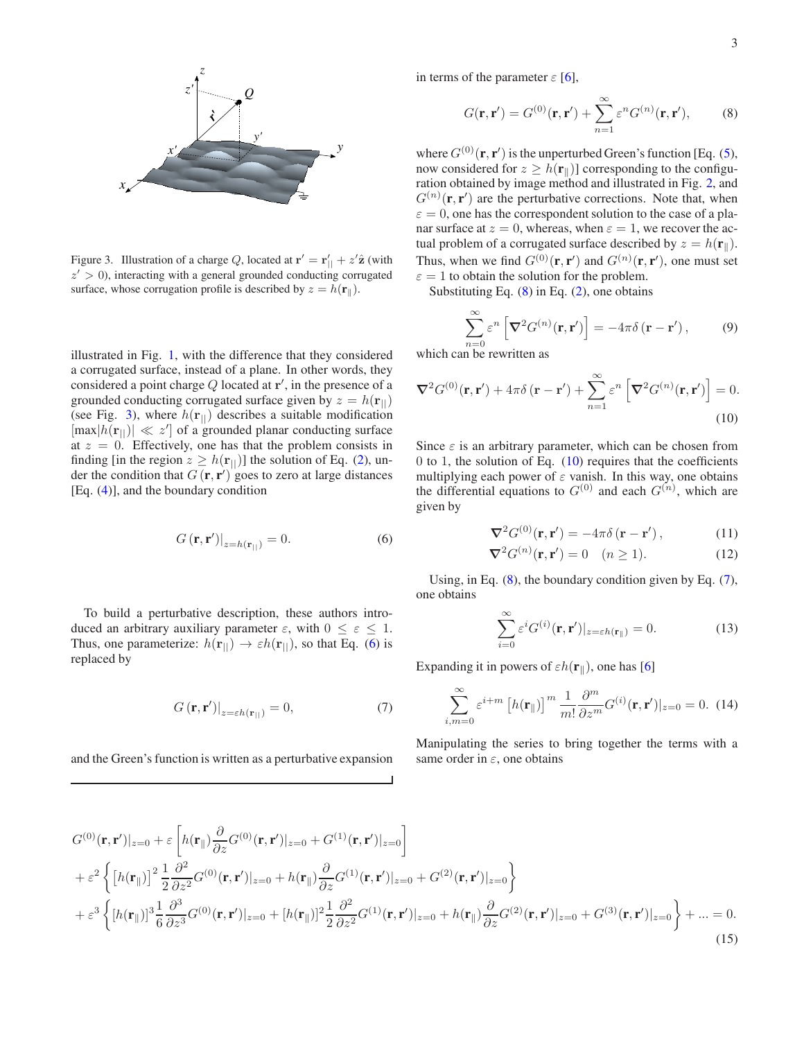Figure 3. Illustration of a charge $Q$, located at $\mathbf{r}' = \mathbf{r}'_{||} + z'\hat{\mathbf{z}}$ (with $z' > 0$), interacting with a general grounded conducting corrugated surface, whose corrugation profile is described by $z = h(\mathbf{r}_{\|})$.

illustrated in Fig. 1, with the difference that they considered a corrugated surface, instead of a plane. In other words, they considered a point charge $Q$ located at $\mathbf{r}'$, in the presence of a grounded conducting corrugated surface given by $z = h(\mathbf{r}_{||})$ (see Fig. 3), where $h(\mathbf{r}_{||})$ describes a suitable modification $[\max|h(\mathbf{r}_{||})| \ll z']$ of a grounded planar conducting surface at $z = 0$. Effectively, one has that the problem consists in finding [in the region $z \geq h(\mathbf{r}_{||})$] the solution of Eq. (2), under the condition that $G(\mathbf{r}, \mathbf{r}')$ goes to zero at large distances [Eq. (4)], and the boundary condition

$$G(\mathbf{r}, \mathbf{r}')|_{z=h(\mathbf{r}_{||})} = 0. \tag{6}$$

To build a perturbative description, these authors introduced an arbitrary auxiliary parameter $\varepsilon$, with $0 \leq \varepsilon \leq 1$. Thus, one parameterize: $h(\mathbf{r}_{||}) \to \varepsilon h(\mathbf{r}_{||})$, so that Eq. (6) is replaced by

$$G(\mathbf{r}, \mathbf{r}')|_{z=\varepsilon h(\mathbf{r}_{||})} = 0, \tag{7}$$

and the Green's function is written as a perturbative expansion in terms of the parameter $\varepsilon$ [6],

$$G(\mathbf{r}, \mathbf{r}') = G^{(0)}(\mathbf{r}, \mathbf{r}') + \sum_{n=1}^{\infty} \varepsilon^n G^{(n)}(\mathbf{r}, \mathbf{r}'), \tag{8}$$

where $G^{(0)}(\mathbf{r}, \mathbf{r}')$ is the unperturbed Green's function [Eq. (5), now considered for $z \geq h(\mathbf{r}_{\|})$] corresponding to the configuration obtained by image method and illustrated in Fig. 2, and $G^{(n)}(\mathbf{r}, \mathbf{r}')$ are the perturbative corrections. Note that, when $\varepsilon = 0$, one has the correspondent solution to the case of a planar surface at $z = 0$, whereas, when $\varepsilon = 1$, we recover the actual problem of a corrugated surface described by $z = h(\mathbf{r}_{\|})$. Thus, when we find $G^{(0)}(\mathbf{r}, \mathbf{r}')$ and $G^{(n)}(\mathbf{r}, \mathbf{r}')$, one must set $\varepsilon = 1$ to obtain the solution for the problem.

Substituting Eq. (8) in Eq. (2), one obtains

$$\sum_{n=0}^{\infty} \varepsilon^n \left[ \nabla^2 G^{(n)}(\mathbf{r}, \mathbf{r}') \right] = -4\pi\delta(\mathbf{r} - \mathbf{r}'), \tag{9}$$

which can be rewritten as

$$\nabla^2 G^{(0)}(\mathbf{r}, \mathbf{r}') + 4\pi\delta(\mathbf{r} - \mathbf{r}') + \sum_{n=1}^{\infty} \varepsilon^n \left[ \nabla^2 G^{(n)}(\mathbf{r}, \mathbf{r}') \right] = 0. \tag{10}$$

Since $\varepsilon$ is an arbitrary parameter, which can be chosen from 0 to 1, the solution of Eq. (10) requires that the coefficients multiplying each power of $\varepsilon$ vanish. In this way, one obtains the differential equations to $G^{(0)}$ and each $G^{(n)}$, which are given by

$$\nabla^2 G^{(0)}(\mathbf{r}, \mathbf{r}') = -4\pi\delta(\mathbf{r} - \mathbf{r}'), \tag{11}$$

$$\nabla^2 G^{(n)}(\mathbf{r}, \mathbf{r}') = 0 \quad (n \geq 1). \tag{12}$$

Using, in Eq. (8), the boundary condition given by Eq. (7), one obtains

$$\sum_{i=0}^{\infty} \varepsilon^i G^{(i)}(\mathbf{r}, \mathbf{r}')|_{z=\varepsilon h(\mathbf{r}_{\|})} = 0. \tag{13}$$

Expanding it in powers of $\varepsilon h(\mathbf{r}_{\|})$, one has [6]

$$\sum_{i,m=0}^{\infty} \varepsilon^{i+m} \left[ h(\mathbf{r}_{\|}) \right]^m \frac{1}{m!} \frac{\partial^m}{\partial z^m} G^{(i)}(\mathbf{r}, \mathbf{r}')|_{z=0} = 0. \tag{14}$$

Manipulating the series to bring together the terms with a same order in $\varepsilon$, one obtains

$$\begin{aligned}
&G^{(0)}(\mathbf{r}, \mathbf{r}')|_{z=0} + \varepsilon \left[ h(\mathbf{r}_{\|}) \frac{\partial}{\partial z} G^{(0)}(\mathbf{r}, \mathbf{r}')|_{z=0} + G^{(1)}(\mathbf{r}, \mathbf{r}')|_{z=0} \right] \\
&+ \varepsilon^2 \left\{ \left[ h(\mathbf{r}_{\|}) \right]^2 \frac{1}{2} \frac{\partial^2}{\partial z^2} G^{(0)}(\mathbf{r}, \mathbf{r}')|_{z=0} + h(\mathbf{r}_{\|}) \frac{\partial}{\partial z} G^{(1)}(\mathbf{r}, \mathbf{r}')|_{z=0} + G^{(2)}(\mathbf{r}, \mathbf{r}')|_{z=0} \right\} \\
&+ \varepsilon^3 \left\{ [h(\mathbf{r}_{\|})]^3 \frac{1}{6} \frac{\partial^3}{\partial z^3} G^{(0)}(\mathbf{r}, \mathbf{r}')|_{z=0} + [h(\mathbf{r}_{\|})]^2 \frac{1}{2} \frac{\partial^2}{\partial z^2} G^{(1)}(\mathbf{r}, \mathbf{r}')|_{z=0} + h(\mathbf{r}_{\|}) \frac{\partial}{\partial z} G^{(2)}(\mathbf{r}, \mathbf{r}')|_{z=0} + G^{(3)}(\mathbf{r}, \mathbf{r}')|_{z=0} \right\} + ... = 0.
\end{aligned} \tag{15}$$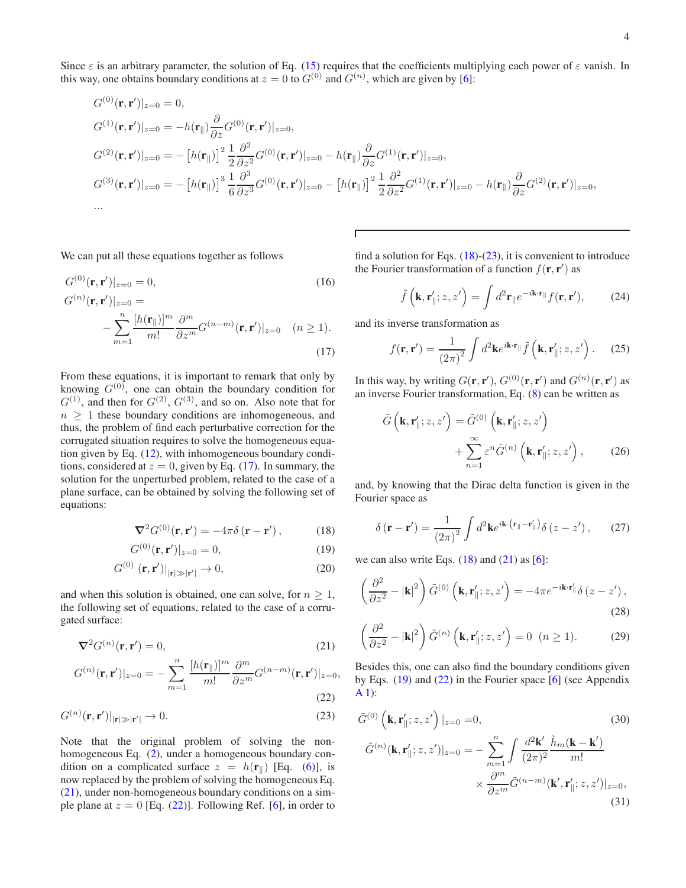Since $\varepsilon$ is an arbitrary parameter, the solution of Eq. (15) requires that the coefficients multiplying each power of $\varepsilon$ vanish. In this way, one obtains boundary conditions at $z = 0$ to $G^{(0)}$ and $G^{(n)}$, which are given by [6]:

$$
\begin{aligned}
&G^{(0)}(\mathbf{r},\mathbf{r}')|_{z=0} = 0,\\
&G^{(1)}(\mathbf{r},\mathbf{r}')|_{z=0} = -h(\mathbf{r}_\parallel)\frac{\partial}{\partial z}G^{(0)}(\mathbf{r},\mathbf{r}')|_{z=0},\\
&G^{(2)}(\mathbf{r},\mathbf{r}')|_{z=0} = -\left[h(\mathbf{r}_\parallel)\right]^2\frac{1}{2}\frac{\partial^2}{\partial z^2}G^{(0)}(\mathbf{r},\mathbf{r}')|_{z=0} - h(\mathbf{r}_\parallel)\frac{\partial}{\partial z}G^{(1)}(\mathbf{r},\mathbf{r}')|_{z=0},\\
&G^{(3)}(\mathbf{r},\mathbf{r}')|_{z=0} = -\left[h(\mathbf{r}_\parallel)\right]^3\frac{1}{6}\frac{\partial^3}{\partial z^3}G^{(0)}(\mathbf{r},\mathbf{r}')|_{z=0} - \left[h(\mathbf{r}_\parallel)\right]^2\frac{1}{2}\frac{\partial^2}{\partial z^2}G^{(1)}(\mathbf{r},\mathbf{r}')|_{z=0} - h(\mathbf{r}_\parallel)\frac{\partial}{\partial z}G^{(2)}(\mathbf{r},\mathbf{r}')|_{z=0},\\
&\ldots
\end{aligned}
$$

We can put all these equations together as follows

$$
G^{(0)}(\mathbf{r},\mathbf{r}')|_{z=0} = 0, \tag{16}
$$

$$
G^{(n)}(\mathbf{r},\mathbf{r}')|_{z=0} = -\sum_{m=1}^{n}\frac{[h(\mathbf{r}_\parallel)]^m}{m!}\frac{\partial^m}{\partial z^m}G^{(n-m)}(\mathbf{r},\mathbf{r}')|_{z=0} \quad (n \geq 1). \tag{17}
$$

From these equations, it is important to remark that only by knowing $G^{(0)}$, one can obtain the boundary condition for $G^{(1)}$, and then for $G^{(2)}$, $G^{(3)}$, and so on. Also note that for $n \geq 1$ these boundary conditions are inhomogeneous, and thus, the problem of find each perturbative correction for the corrugated situation requires to solve the homogeneous equation given by Eq. (12), with inhomogeneous boundary conditions, considered at $z = 0$, given by Eq. (17). In summary, the solution for the unperturbed problem, related to the case of a plane surface, can be obtained by solving the following set of equations:

$$
\boldsymbol{\nabla}^2 G^{(0)}(\mathbf{r},\mathbf{r}') = -4\pi\delta\left(\mathbf{r}-\mathbf{r}'\right), \tag{18}
$$

$$
G^{(0)}(\mathbf{r},\mathbf{r}')|_{z=0} = 0, \tag{19}
$$

$$
G^{(0)}\left(\mathbf{r},\mathbf{r}'\right)|_{|\mathbf{r}|\gg|\mathbf{r}'|} \to 0, \tag{20}
$$

and when this solution is obtained, one can solve, for $n \geq 1$, the following set of equations, related to the case of a corrugated surface:

$$
\boldsymbol{\nabla}^2 G^{(n)}(\mathbf{r},\mathbf{r}') = 0, \tag{21}
$$

$$
G^{(n)}(\mathbf{r},\mathbf{r}')|_{z=0} = -\sum_{m=1}^{n}\frac{[h(\mathbf{r}_\parallel)]^m}{m!}\frac{\partial^m}{\partial z^m}G^{(n-m)}(\mathbf{r},\mathbf{r}')|_{z=0}, \tag{22}
$$

$$
G^{(n)}(\mathbf{r},\mathbf{r}')|_{|\mathbf{r}|\gg|\mathbf{r}'|} \to 0. \tag{23}
$$

Note that the original problem of solving the non-homogeneous Eq. (2), under a homogeneous boundary condition on a complicated surface $z = h(\mathbf{r}_\parallel)$ [Eq. (6)], is now replaced by the problem of solving the homogeneous Eq. (21), under non-homogeneous boundary conditions on a simple plane at $z = 0$ [Eq. (22)]. Following Ref. [6], in order to find a solution for Eqs. (18)-(23), it is convenient to introduce the Fourier transformation of a function $f(\mathbf{r},\mathbf{r}')$ as

$$
\tilde{f}\left(\mathbf{k},\mathbf{r}'_\parallel;z,z'\right) = \int d^2\mathbf{r}_\parallel e^{-i\mathbf{k}\cdot\mathbf{r}_\parallel} f(\mathbf{r},\mathbf{r}'), \tag{24}
$$

and its inverse transformation as

$$
f(\mathbf{r},\mathbf{r}') = \frac{1}{(2\pi)^2}\int d^2\mathbf{k}\, e^{i\mathbf{k}\cdot\mathbf{r}_\parallel}\tilde{f}\left(\mathbf{k},\mathbf{r}'_\parallel;z,z'\right). \tag{25}
$$

In this way, by writing $G(\mathbf{r},\mathbf{r}')$, $G^{(0)}(\mathbf{r},\mathbf{r}')$ and $G^{(n)}(\mathbf{r},\mathbf{r}')$ as an inverse Fourier transformation, Eq. (8) can be written as

$$
\tilde{G}\left(\mathbf{k},\mathbf{r}'_\parallel;z,z'\right) = \tilde{G}^{(0)}\left(\mathbf{k},\mathbf{r}'_\parallel;z,z'\right) + \sum_{n=1}^{\infty}\varepsilon^n\tilde{G}^{(n)}\left(\mathbf{k},\mathbf{r}'_\parallel;z,z'\right), \tag{26}
$$

and, by knowing that the Dirac delta function is given in the Fourier space as

$$
\delta\left(\mathbf{r}-\mathbf{r}'\right) = \frac{1}{(2\pi)^2}\int d^2\mathbf{k}\, e^{i\mathbf{k}\cdot\left(\mathbf{r}_\parallel-\mathbf{r}'_\parallel\right)}\delta\left(z-z'\right), \tag{27}
$$

we can also write Eqs. (18) and (21) as [6]:

$$
\left(\frac{\partial^2}{\partial z^2} - |\mathbf{k}|^2\right)\tilde{G}^{(0)}\left(\mathbf{k},\mathbf{r}'_\parallel;z,z'\right) = -4\pi e^{-i\mathbf{k}\cdot\mathbf{r}'_\parallel}\delta\left(z-z'\right), \tag{28}
$$

$$
\left(\frac{\partial^2}{\partial z^2} - |\mathbf{k}|^2\right)\tilde{G}^{(n)}\left(\mathbf{k},\mathbf{r}'_\parallel;z,z'\right) = 0 \quad (n \geq 1). \tag{29}
$$

Besides this, one can also find the boundary conditions given by Eqs. (19) and (22) in the Fourier space [6] (see Appendix A 1):

$$
\tilde{G}^{(0)}\left(\mathbf{k},\mathbf{r}'_\parallel;z,z'\right)|_{z=0} = 0, \tag{30}
$$

$$
\tilde{G}^{(n)}(\mathbf{k},\mathbf{r}'_\parallel;z,z')|_{z=0} = -\sum_{m=1}^{n}\int\frac{d^2\mathbf{k}'}{(2\pi)^2}\frac{\tilde{h}_m(\mathbf{k}-\mathbf{k}')}{m!}\times\frac{\partial^m}{\partial z^m}\tilde{G}^{(n-m)}(\mathbf{k}',\mathbf{r}'_\parallel;z,z')|_{z=0}, \tag{31}
$$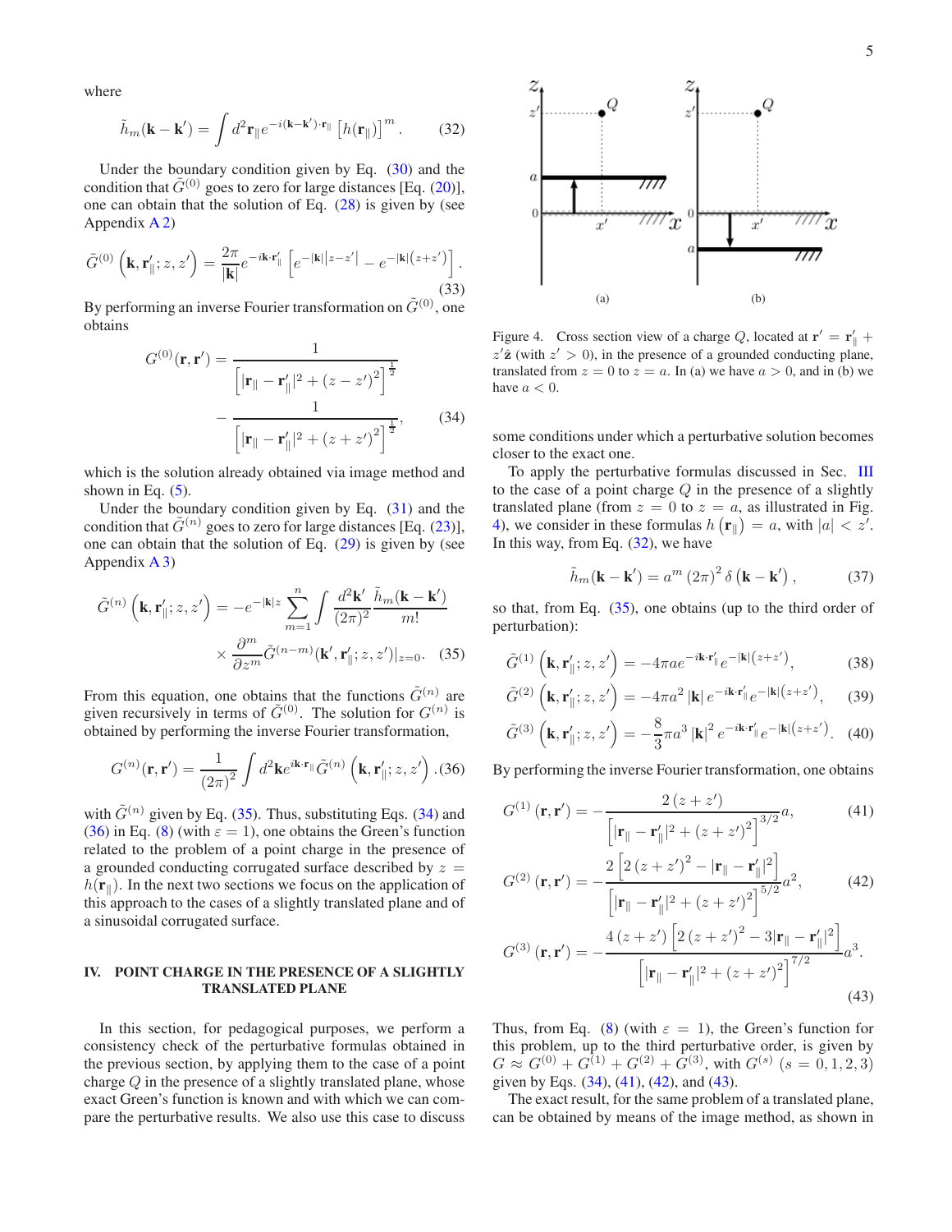where

$$\tilde{h}_m(\mathbf{k}-\mathbf{k}') = \int d^2\mathbf{r}_\parallel e^{-i(\mathbf{k}-\mathbf{k}')\cdot\mathbf{r}_\parallel} \left[h(\mathbf{r}_\parallel)\right]^m. \qquad (32)$$

Under the boundary condition given by Eq. (30) and the condition that $\tilde{G}^{(0)}$ goes to zero for large distances [Eq. (20)], one can obtain that the solution of Eq. (28) is given by (see Appendix A 2)

$$\tilde{G}^{(0)}\left(\mathbf{k},\mathbf{r}'_\parallel;z,z'\right) = \frac{2\pi}{|\mathbf{k}|}e^{-i\mathbf{k}\cdot\mathbf{r}'_\parallel}\left[e^{-|\mathbf{k}||z-z'|} - e^{-|\mathbf{k}|\left(z+z'\right)}\right]. \qquad (33)$$

By performing an inverse Fourier transformation on $\tilde{G}^{(0)}$, one obtains

$$G^{(0)}(\mathbf{r},\mathbf{r}') = \frac{1}{\left[|\mathbf{r}_\parallel - \mathbf{r}'_\parallel|^2 + (z-z')^2\right]^{\frac{1}{2}}} - \frac{1}{\left[|\mathbf{r}_\parallel - \mathbf{r}'_\parallel|^2 + (z+z')^2\right]^{\frac{1}{2}}}, \qquad (34)$$

which is the solution already obtained via image method and shown in Eq. (5).

Under the boundary condition given by Eq. (31) and the condition that $\tilde{G}^{(n)}$ goes to zero for large distances [Eq. (23)], one can obtain that the solution of Eq. (29) is given by (see Appendix A 3)

$$\tilde{G}^{(n)}\left(\mathbf{k},\mathbf{r}'_\parallel;z,z'\right) = -e^{-|\mathbf{k}|z}\sum_{m=1}^{n}\int\frac{d^2\mathbf{k}'}{(2\pi)^2}\frac{\tilde{h}_m(\mathbf{k}-\mathbf{k}')}{m!} \times \frac{\partial^m}{\partial z^m}\tilde{G}^{(n-m)}(\mathbf{k}',\mathbf{r}'_\parallel;z,z')|_{z=0}. \qquad (35)$$

From this equation, one obtains that the functions $\tilde{G}^{(n)}$ are given recursively in terms of $\tilde{G}^{(0)}$. The solution for $G^{(n)}$ is obtained by performing the inverse Fourier transformation,

$$G^{(n)}(\mathbf{r},\mathbf{r}') = \frac{1}{(2\pi)^2}\int d^2\mathbf{k}e^{i\mathbf{k}\cdot\mathbf{r}_\parallel}\tilde{G}^{(n)}\left(\mathbf{k},\mathbf{r}'_\parallel;z,z'\right), \qquad (36)$$

with $\tilde{G}^{(n)}$ given by Eq. (35). Thus, substituting Eqs. (34) and (36) in Eq. (8) (with $\varepsilon = 1$), one obtains the Green's function related to the problem of a point charge in the presence of a grounded conducting corrugated surface described by $z = h(\mathbf{r}_\parallel)$. In the next two sections we focus on the application of this approach to the cases of a slightly translated plane and of a sinusoidal corrugated surface.

## IV. POINT CHARGE IN THE PRESENCE OF A SLIGHTLY TRANSLATED PLANE

In this section, for pedagogical purposes, we perform a consistency check of the perturbative formulas obtained in the previous section, by applying them to the case of a point charge $Q$ in the presence of a slightly translated plane, whose exact Green's function is known and with which we can compare the perturbative results. We also use this case to discuss some conditions under which a perturbative solution becomes closer to the exact one.

Figure 4. Cross section view of a charge $Q$, located at $\mathbf{r}' = \mathbf{r}'_\parallel + z'\hat{\mathbf{z}}$ (with $z' > 0$), in the presence of a grounded conducting plane, translated from $z = 0$ to $z = a$. In (a) we have $a > 0$, and in (b) we have $a < 0$.

To apply the perturbative formulas discussed in Sec. III to the case of a point charge $Q$ in the presence of a slightly translated plane (from $z = 0$ to $z = a$, as illustrated in Fig. 4), we consider in these formulas $h\left(\mathbf{r}_\parallel\right) = a$, with $|a| < z'$. In this way, from Eq. (32), we have

$$\tilde{h}_m(\mathbf{k}-\mathbf{k}') = a^m\,(2\pi)^2\,\delta\left(\mathbf{k}-\mathbf{k}'\right), \qquad (37)$$

so that, from Eq. (35), one obtains (up to the third order of perturbation):

$$\tilde{G}^{(1)}\left(\mathbf{k},\mathbf{r}'_\parallel;z,z'\right) = -4\pi a e^{-i\mathbf{k}\cdot\mathbf{r}'_\parallel}e^{-|\mathbf{k}|\left(z+z'\right)}, \qquad (38)$$

$$\tilde{G}^{(2)}\left(\mathbf{k},\mathbf{r}'_\parallel;z,z'\right) = -4\pi a^2\,|\mathbf{k}|\,e^{-i\mathbf{k}\cdot\mathbf{r}'_\parallel}e^{-|\mathbf{k}|\left(z+z'\right)}, \qquad (39)$$

$$\tilde{G}^{(3)}\left(\mathbf{k},\mathbf{r}'_\parallel;z,z'\right) = -\frac{8}{3}\pi a^3\,|\mathbf{k}|^2\,e^{-i\mathbf{k}\cdot\mathbf{r}'_\parallel}e^{-|\mathbf{k}|\left(z+z'\right)}. \qquad (40)$$

By performing the inverse Fourier transformation, one obtains

$$G^{(1)}\left(\mathbf{r},\mathbf{r}'\right) = -\frac{2\left(z+z'\right)}{\left[|\mathbf{r}_\parallel - \mathbf{r}'_\parallel|^2 + (z+z')^2\right]^{3/2}}a, \qquad (41)$$

$$G^{(2)}\left(\mathbf{r},\mathbf{r}'\right) = -\frac{2\left[2\left(z+z'\right)^2 - |\mathbf{r}_\parallel - \mathbf{r}'_\parallel|^2\right]}{\left[|\mathbf{r}_\parallel - \mathbf{r}'_\parallel|^2 + (z+z')^2\right]^{5/2}}a^2, \qquad (42)$$

$$G^{(3)}\left(\mathbf{r},\mathbf{r}'\right) = -\frac{4\left(z+z'\right)\left[2\left(z+z'\right)^2 - 3|\mathbf{r}_\parallel - \mathbf{r}'_\parallel|^2\right]}{\left[|\mathbf{r}_\parallel - \mathbf{r}'_\parallel|^2 + (z+z')^2\right]^{7/2}}a^3. \qquad (43)$$

Thus, from Eq. (8) (with $\varepsilon = 1$), the Green's function for this problem, up to the third perturbative order, is given by $G \approx G^{(0)} + G^{(1)} + G^{(2)} + G^{(3)}$, with $G^{(s)}$ $(s = 0, 1, 2, 3)$ given by Eqs. (34), (41), (42), and (43).

The exact result, for the same problem of a translated plane, can be obtained by means of the image method, as shown in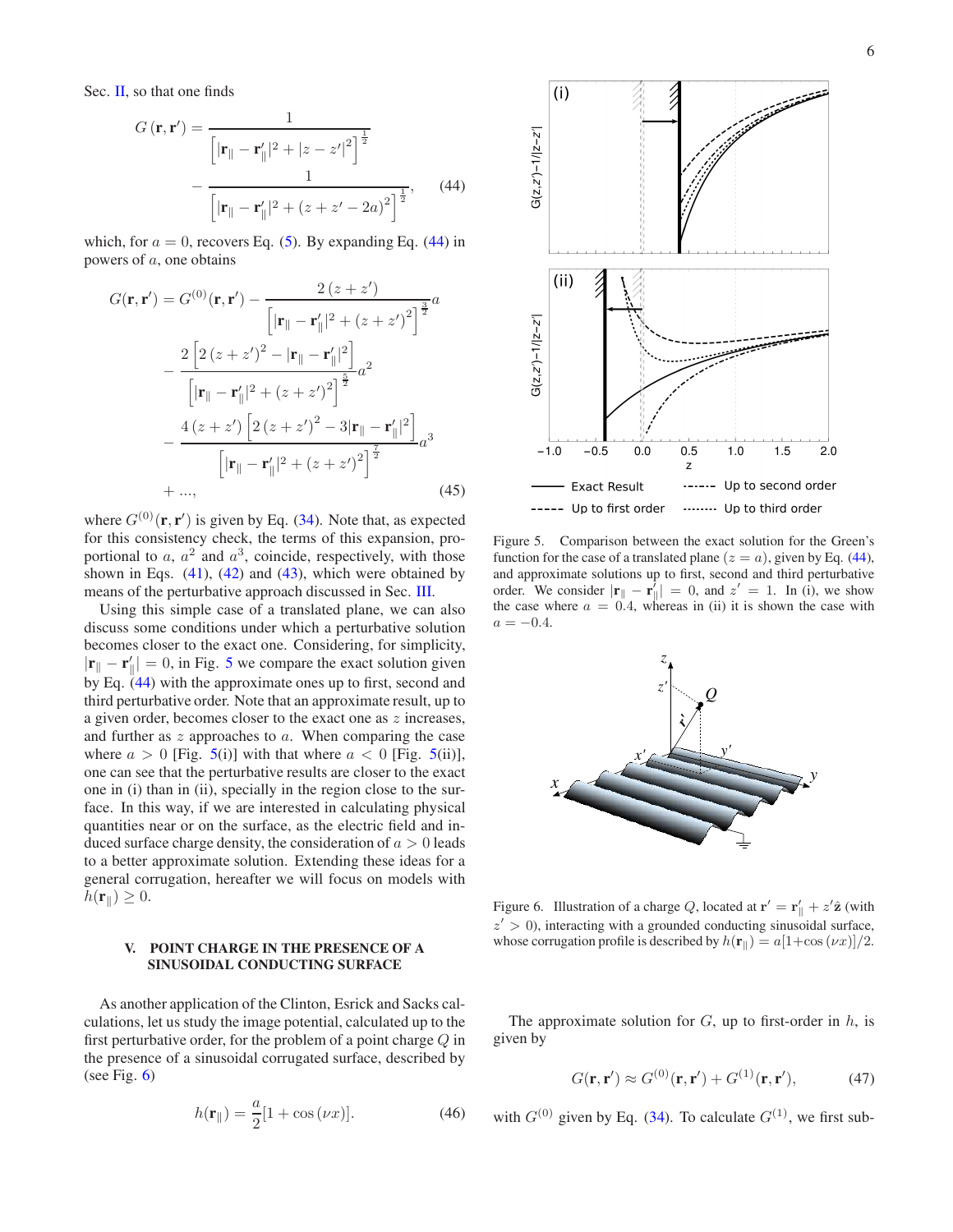Sec. II, so that one finds

$$G(\mathbf{r},\mathbf{r}') = \frac{1}{\left[|\mathbf{r}_\parallel - \mathbf{r}'_\parallel|^2 + |z-z'|^2\right]^{\frac{1}{2}}} - \frac{1}{\left[|\mathbf{r}_\parallel - \mathbf{r}'_\parallel|^2 + (z+z'-2a)^2\right]^{\frac{1}{2}}}, \tag{44}$$

which, for $a = 0$, recovers Eq. (5). By expanding Eq. (44) in powers of $a$, one obtains

$$G(\mathbf{r},\mathbf{r}') = G^{(0)}(\mathbf{r},\mathbf{r}') - \frac{2(z+z')}{\left[|\mathbf{r}_\parallel - \mathbf{r}'_\parallel|^2 + (z+z')^2\right]^{\frac{3}{2}}}a - \frac{2\left[2(z+z')^2 - |\mathbf{r}_\parallel - \mathbf{r}'_\parallel|^2\right]}{\left[|\mathbf{r}_\parallel - \mathbf{r}'_\parallel|^2 + (z+z')^2\right]^{\frac{5}{2}}}a^2 - \frac{4(z+z')\left[2(z+z')^2 - 3|\mathbf{r}_\parallel - \mathbf{r}'_\parallel|^2\right]}{\left[|\mathbf{r}_\parallel - \mathbf{r}'_\parallel|^2 + (z+z')^2\right]^{\frac{7}{2}}}a^3 + ..., \tag{45}$$

where $G^{(0)}(\mathbf{r},\mathbf{r}')$ is given by Eq. (34). Note that, as expected for this consistency check, the terms of this expansion, proportional to $a$, $a^2$ and $a^3$, coincide, respectively, with those shown in Eqs. (41), (42) and (43), which were obtained by means of the perturbative approach discussed in Sec. III.

Using this simple case of a translated plane, we can also discuss some conditions under which a perturbative solution becomes closer to the exact one. Considering, for simplicity, $|\mathbf{r}_\parallel - \mathbf{r}'_\parallel| = 0$, in Fig. 5 we compare the exact solution given by Eq. (44) with the approximate ones up to first, second and third perturbative order. Note that an approximate result, up to a given order, becomes closer to the exact one as $z$ increases, and further as $z$ approaches to $a$. When comparing the case where $a > 0$ [Fig. 5(i)] with that where $a < 0$ [Fig. 5(ii)], one can see that the perturbative results are closer to the exact one in (i) than in (ii), specially in the region close to the surface. In this way, if we are interested in calculating physical quantities near or on the surface, as the electric field and induced surface charge density, the consideration of $a > 0$ leads to a better approximate solution. Extending these ideas for a general corrugation, hereafter we will focus on models with $h(\mathbf{r}_\parallel) \geq 0$.

Figure 5. Comparison between the exact solution for the Green's function for the case of a translated plane ($z = a$), given by Eq. (44), and approximate solutions up to first, second and third perturbative order. We consider $|\mathbf{r}_\parallel - \mathbf{r}'_\parallel| = 0$, and $z' = 1$. In (i), we show the case where $a = 0.4$, whereas in (ii) it is shown the case with $a = -0.4$.

Figure 6. Illustration of a charge $Q$, located at $\mathbf{r}' = \mathbf{r}'_\parallel + z'\hat{\mathbf{z}}$ (with $z' > 0$), interacting with a grounded conducting sinusoidal surface, whose corrugation profile is described by $h(\mathbf{r}_\parallel) = a[1+\cos(\nu x)]/2$.

## V. POINT CHARGE IN THE PRESENCE OF A SINUSOIDAL CONDUCTING SURFACE

As another application of the Clinton, Esrick and Sacks calculations, let us study the image potential, calculated up to the first perturbative order, for the problem of a point charge $Q$ in the presence of a sinusoidal corrugated surface, described by (see Fig. 6)

$$h(\mathbf{r}_\parallel) = \frac{a}{2}[1 + \cos(\nu x)]. \tag{46}$$

The approximate solution for $G$, up to first-order in $h$, is given by

$$G(\mathbf{r},\mathbf{r}') \approx G^{(0)}(\mathbf{r},\mathbf{r}') + G^{(1)}(\mathbf{r},\mathbf{r}'), \tag{47}$$

with $G^{(0)}$ given by Eq. (34). To calculate $G^{(1)}$, we first sub-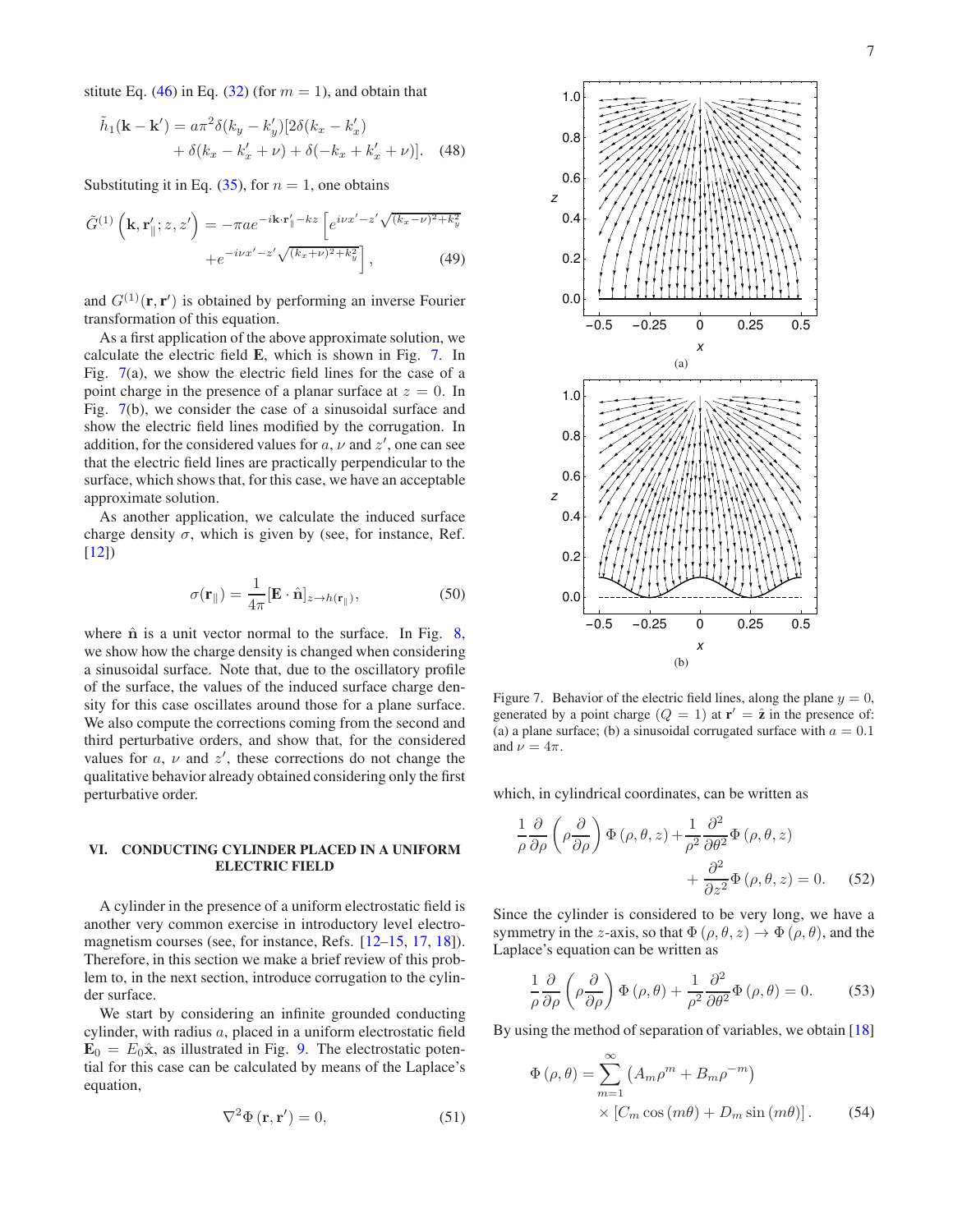stitute Eq. (46) in Eq. (32) (for $m = 1$), and obtain that

$$\tilde{h}_1(\mathbf{k} - \mathbf{k}') = a\pi^2 \delta(k_y - k_y')[2\delta(k_x - k_x') + \delta(k_x - k_x' + \nu) + \delta(-k_x + k_x' + \nu)]. \quad (48)$$

Substituting it in Eq. (35), for $n = 1$, one obtains

$$\tilde{G}^{(1)}\left(\mathbf{k}, \mathbf{r}_\parallel'; z, z'\right) = -\pi a e^{-i\mathbf{k}\cdot\mathbf{r}_\parallel' - kz}\left[e^{i\nu x' - z'\sqrt{(k_x-\nu)^2+k_y^2}} + e^{-i\nu x' - z'\sqrt{(k_x+\nu)^2+k_y^2}}\right], \quad (49)$$

and $G^{(1)}(\mathbf{r}, \mathbf{r}')$ is obtained by performing an inverse Fourier transformation of this equation.

As a first application of the above approximate solution, we calculate the electric field $\mathbf{E}$, which is shown in Fig. 7. In Fig. 7(a), we show the electric field lines for the case of a point charge in the presence of a planar surface at $z = 0$. In Fig. 7(b), we consider the case of a sinusoidal surface and show the electric field lines modified by the corrugation. In addition, for the considered values for $a$, $\nu$ and $z'$, one can see that the electric field lines are practically perpendicular to the surface, which shows that, for this case, we have an acceptable approximate solution.

As another application, we calculate the induced surface charge density $\sigma$, which is given by (see, for instance, Ref. [12])

$$\sigma(\mathbf{r}_\parallel) = \frac{1}{4\pi}[\mathbf{E}\cdot\hat{\mathbf{n}}]_{z\to h(\mathbf{r}_\parallel)}, \quad (50)$$

where $\hat{\mathbf{n}}$ is a unit vector normal to the surface. In Fig. 8, we show how the charge density is changed when considering a sinusoidal surface. Note that, due to the oscillatory profile of the surface, the values of the induced surface charge density for this case oscillates around those for a plane surface. We also compute the corrections coming from the second and third perturbative orders, and show that, for the considered values for $a$, $\nu$ and $z'$, these corrections do not change the qualitative behavior already obtained considering only the first perturbative order.

## VI. CONDUCTING CYLINDER PLACED IN A UNIFORM ELECTRIC FIELD

A cylinder in the presence of a uniform electrostatic field is another very common exercise in introductory level electromagnetism courses (see, for instance, Refs. [12–15, 17, 18]). Therefore, in this section we make a brief review of this problem to, in the next section, introduce corrugation to the cylinder surface.

We start by considering an infinite grounded conducting cylinder, with radius $a$, placed in a uniform electrostatic field $\mathbf{E}_0 = E_0\hat{\mathbf{x}}$, as illustrated in Fig. 9. The electrostatic potential for this case can be calculated by means of the Laplace's equation,

$$\nabla^2\Phi(\mathbf{r}, \mathbf{r}') = 0, \quad (51)$$

Figure 7. Behavior of the electric field lines, along the plane $y = 0$, generated by a point charge ($Q = 1$) at $\mathbf{r}' = \hat{\mathbf{z}}$ in the presence of: (a) a plane surface; (b) a sinusoidal corrugated surface with $a = 0.1$ and $\nu = 4\pi$.

which, in cylindrical coordinates, can be written as

$$\frac{1}{\rho}\frac{\partial}{\partial\rho}\left(\rho\frac{\partial}{\partial\rho}\right)\Phi(\rho,\theta,z) + \frac{1}{\rho^2}\frac{\partial^2}{\partial\theta^2}\Phi(\rho,\theta,z) + \frac{\partial^2}{\partial z^2}\Phi(\rho,\theta,z) = 0. \quad (52)$$

Since the cylinder is considered to be very long, we have a symmetry in the $z$-axis, so that $\Phi(\rho,\theta,z) \to \Phi(\rho,\theta)$, and the Laplace's equation can be written as

$$\frac{1}{\rho}\frac{\partial}{\partial\rho}\left(\rho\frac{\partial}{\partial\rho}\right)\Phi(\rho,\theta) + \frac{1}{\rho^2}\frac{\partial^2}{\partial\theta^2}\Phi(\rho,\theta) = 0. \quad (53)$$

By using the method of separation of variables, we obtain [18]

$$\Phi(\rho,\theta) = \sum_{m=1}^{\infty}\left(A_m\rho^m + B_m\rho^{-m}\right) \times \left[C_m\cos(m\theta) + D_m\sin(m\theta)\right]. \quad (54)$$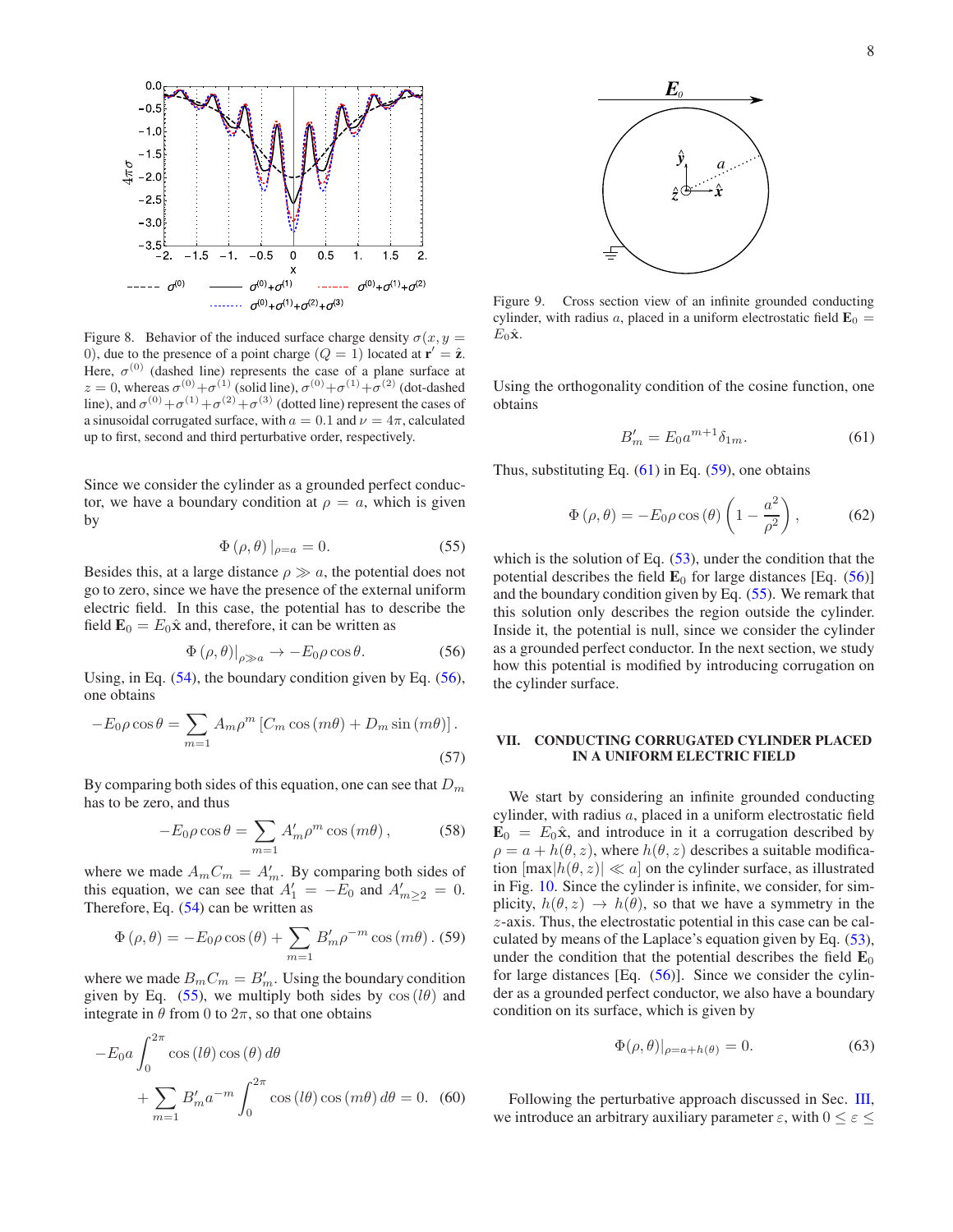Figure 8. Behavior of the induced surface charge density $\sigma(x, y = 0)$, due to the presence of a point charge ($Q = 1$) located at $\mathbf{r}' = \hat{\mathbf{z}}$. Here, $\sigma^{(0)}$ (dashed line) represents the case of a plane surface at $z = 0$, whereas $\sigma^{(0)}+\sigma^{(1)}$ (solid line), $\sigma^{(0)}+\sigma^{(1)}+\sigma^{(2)}$ (dot-dashed line), and $\sigma^{(0)}+\sigma^{(1)}+\sigma^{(2)}+\sigma^{(3)}$ (dotted line) represent the cases of a sinusoidal corrugated surface, with $a = 0.1$ and $\nu = 4\pi$, calculated up to first, second and third perturbative order, respectively.

Since we consider the cylinder as a grounded perfect conductor, we have a boundary condition at $\rho = a$, which is given by

$$\Phi(\rho, \theta)|_{\rho=a} = 0. \tag{55}$$

Besides this, at a large distance $\rho \gg a$, the potential does not go to zero, since we have the presence of the external uniform electric field. In this case, the potential has to describe the field $\mathbf{E}_0 = E_0\hat{\mathbf{x}}$ and, therefore, it can be written as

$$\Phi(\rho, \theta)|_{\rho \gg a} \to -E_0 \rho \cos\theta. \tag{56}$$

Using, in Eq. (54), the boundary condition given by Eq. (56), one obtains

$$-E_0 \rho \cos\theta = \sum_{m=1} A_m \rho^m \left[C_m \cos(m\theta) + D_m \sin(m\theta)\right]. \tag{57}$$

By comparing both sides of this equation, one can see that $D_m$ has to be zero, and thus

$$-E_0 \rho \cos\theta = \sum_{m=1} A'_m \rho^m \cos(m\theta), \tag{58}$$

where we made $A_m C_m = A'_m$. By comparing both sides of this equation, we can see that $A'_1 = -E_0$ and $A'_{m\geq 2} = 0$. Therefore, Eq. (54) can be written as

$$\Phi(\rho, \theta) = -E_0 \rho \cos(\theta) + \sum_{m=1} B'_m \rho^{-m} \cos(m\theta). \tag{59}$$

where we made $B_m C_m = B'_m$. Using the boundary condition given by Eq. (55), we multiply both sides by $\cos(l\theta)$ and integrate in $\theta$ from $0$ to $2\pi$, so that one obtains

$$-E_0 a \int_0^{2\pi} \cos(l\theta)\cos(\theta)\, d\theta + \sum_{m=1} B'_m a^{-m} \int_0^{2\pi} \cos(l\theta)\cos(m\theta)\, d\theta = 0. \tag{60}$$

Figure 9. Cross section view of an infinite grounded conducting cylinder, with radius $a$, placed in a uniform electrostatic field $\mathbf{E}_0 = E_0\hat{\mathbf{x}}$.

Using the orthogonality condition of the cosine function, one obtains

$$B'_m = E_0 a^{m+1} \delta_{1m}. \tag{61}$$

Thus, substituting Eq. (61) in Eq. (59), one obtains

$$\Phi(\rho, \theta) = -E_0 \rho \cos(\theta)\left(1 - \frac{a^2}{\rho^2}\right), \tag{62}$$

which is the solution of Eq. (53), under the condition that the potential describes the field $\mathbf{E}_0$ for large distances [Eq. (56)] and the boundary condition given by Eq. (55). We remark that this solution only describes the region outside the cylinder. Inside it, the potential is null, since we consider the cylinder as a grounded perfect conductor. In the next section, we study how this potential is modified by introducing corrugation on the cylinder surface.

## VII. CONDUCTING CORRUGATED CYLINDER PLACED IN A UNIFORM ELECTRIC FIELD

We start by considering an infinite grounded conducting cylinder, with radius $a$, placed in a uniform electrostatic field $\mathbf{E}_0 = E_0\hat{\mathbf{x}}$, and introduce in it a corrugation described by $\rho = a + h(\theta, z)$, where $h(\theta, z)$ describes a suitable modification [$\max|h(\theta, z)| \ll a$] on the cylinder surface, as illustrated in Fig. 10. Since the cylinder is infinite, we consider, for simplicity, $h(\theta, z) \to h(\theta)$, so that we have a symmetry in the $z$-axis. Thus, the electrostatic potential in this case can be calculated by means of the Laplace's equation given by Eq. (53), under the condition that the potential describes the field $\mathbf{E}_0$ for large distances [Eq. (56)]. Since we consider the cylinder as a grounded perfect conductor, we also have a boundary condition on its surface, which is given by

$$\Phi(\rho, \theta)|_{\rho=a+h(\theta)} = 0. \tag{63}$$

Following the perturbative approach discussed in Sec. III, we introduce an arbitrary auxiliary parameter $\varepsilon$, with $0 \leq \varepsilon \leq$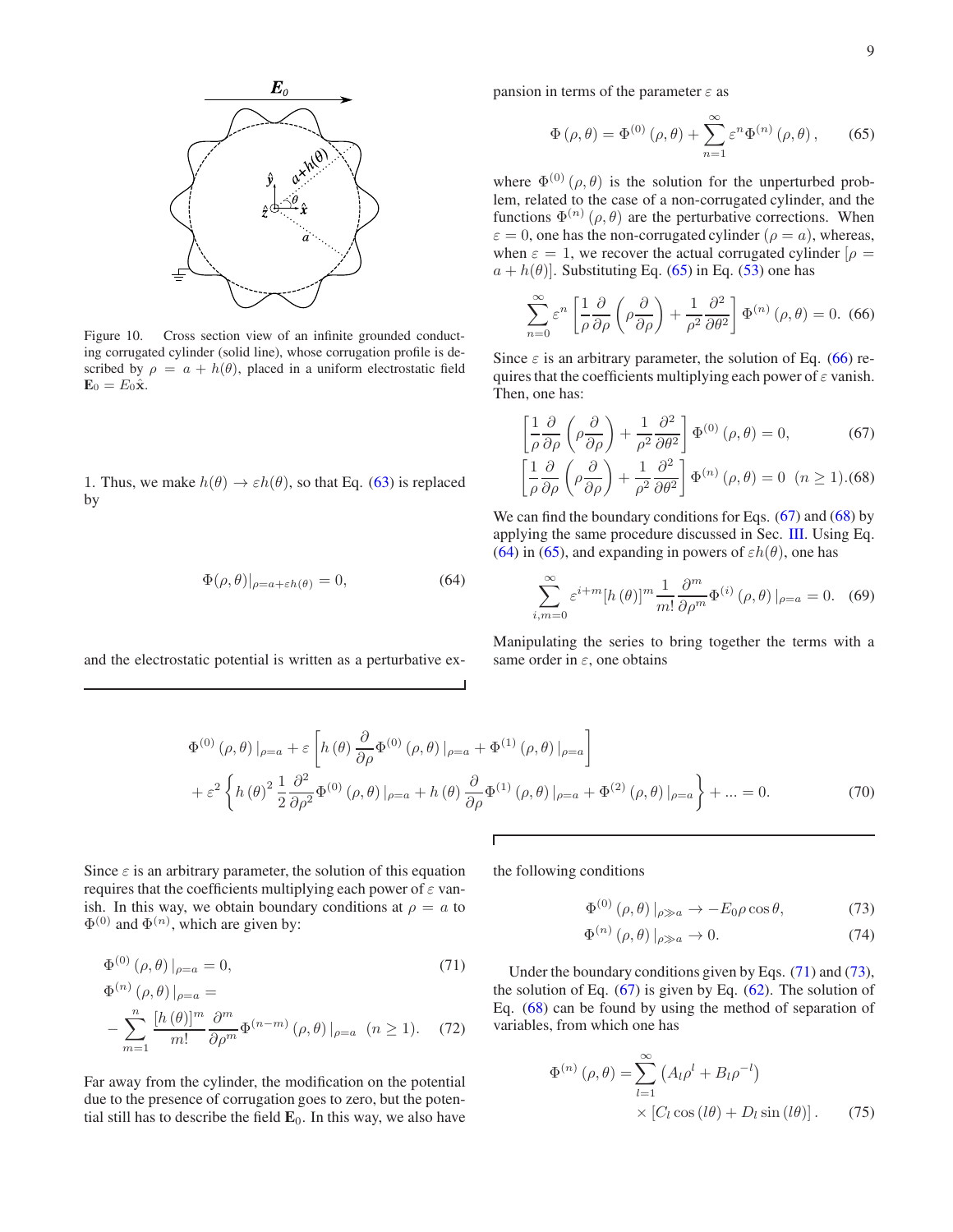Figure 10. Cross section view of an infinite grounded conducting corrugated cylinder (solid line), whose corrugation profile is described by $\rho = a + h(\theta)$, placed in a uniform electrostatic field $\mathbf{E}_0 = E_0\hat{\mathbf{x}}$.

1. Thus, we make $h(\theta) \to \varepsilon h(\theta)$, so that Eq. (63) is replaced by

$$\Phi(\rho,\theta)|_{\rho=a+\varepsilon h(\theta)} = 0, \tag{64}$$

and the electrostatic potential is written as a perturbative expansion in terms of the parameter $\varepsilon$ as

$$\Phi(\rho,\theta) = \Phi^{(0)}(\rho,\theta) + \sum_{n=1}^{\infty} \varepsilon^n \Phi^{(n)}(\rho,\theta), \tag{65}$$

where $\Phi^{(0)}(\rho,\theta)$ is the solution for the unperturbed problem, related to the case of a non-corrugated cylinder, and the functions $\Phi^{(n)}(\rho,\theta)$ are the perturbative corrections. When $\varepsilon = 0$, one has the non-corrugated cylinder ($\rho = a$), whereas, when $\varepsilon = 1$, we recover the actual corrugated cylinder [$\rho = a + h(\theta)$]. Substituting Eq. (65) in Eq. (53) one has

$$\sum_{n=0}^{\infty} \varepsilon^n \left[\frac{1}{\rho}\frac{\partial}{\partial\rho}\left(\rho\frac{\partial}{\partial\rho}\right) + \frac{1}{\rho^2}\frac{\partial^2}{\partial\theta^2}\right]\Phi^{(n)}(\rho,\theta) = 0. \tag{66}$$

Since $\varepsilon$ is an arbitrary parameter, the solution of Eq. (66) requires that the coefficients multiplying each power of $\varepsilon$ vanish. Then, one has:

$$\left[\frac{1}{\rho}\frac{\partial}{\partial\rho}\left(\rho\frac{\partial}{\partial\rho}\right) + \frac{1}{\rho^2}\frac{\partial^2}{\partial\theta^2}\right]\Phi^{(0)}(\rho,\theta) = 0, \tag{67}$$

$$\left[\frac{1}{\rho}\frac{\partial}{\partial\rho}\left(\rho\frac{\partial}{\partial\rho}\right) + \frac{1}{\rho^2}\frac{\partial^2}{\partial\theta^2}\right]\Phi^{(n)}(\rho,\theta) = 0 \ \ (n \geq 1). \tag{68}$$

We can find the boundary conditions for Eqs. (67) and (68) by applying the same procedure discussed in Sec. III. Using Eq. (64) in (65), and expanding in powers of $\varepsilon h(\theta)$, one has

$$\sum_{i,m=0}^{\infty} \varepsilon^{i+m}[h(\theta)]^m \frac{1}{m!}\frac{\partial^m}{\partial\rho^m}\Phi^{(i)}(\rho,\theta)|_{\rho=a} = 0. \tag{69}$$

Manipulating the series to bring together the terms with a same order in $\varepsilon$, one obtains

$$\Phi^{(0)}(\rho,\theta)|_{\rho=a} + \varepsilon\left[h(\theta)\frac{\partial}{\partial\rho}\Phi^{(0)}(\rho,\theta)|_{\rho=a} + \Phi^{(1)}(\rho,\theta)|_{\rho=a}\right] + \varepsilon^2\left\{h(\theta)^2\frac{1}{2}\frac{\partial^2}{\partial\rho^2}\Phi^{(0)}(\rho,\theta)|_{\rho=a} + h(\theta)\frac{\partial}{\partial\rho}\Phi^{(1)}(\rho,\theta)|_{\rho=a} + \Phi^{(2)}(\rho,\theta)|_{\rho=a}\right\} + ... = 0. \tag{70}$$

Since $\varepsilon$ is an arbitrary parameter, the solution of this equation requires that the coefficients multiplying each power of $\varepsilon$ vanish. In this way, we obtain boundary conditions at $\rho = a$ to $\Phi^{(0)}$ and $\Phi^{(n)}$, which are given by:

$$\Phi^{(0)}(\rho,\theta)|_{\rho=a} = 0, \tag{71}$$

$$\Phi^{(n)}(\rho,\theta)|_{\rho=a} = -\sum_{m=1}^{n}\frac{[h(\theta)]^m}{m!}\frac{\partial^m}{\partial\rho^m}\Phi^{(n-m)}(\rho,\theta)|_{\rho=a} \ \ (n \geq 1). \tag{72}$$

Far away from the cylinder, the modification on the potential due to the presence of corrugation goes to zero, but the potential still has to describe the field $\mathbf{E}_0$. In this way, we also have the following conditions

$$\Phi^{(0)}(\rho,\theta)|_{\rho\gg a} \to -E_0\rho\cos\theta, \tag{73}$$

$$\Phi^{(n)}(\rho,\theta)|_{\rho\gg a} \to 0. \tag{74}$$

Under the boundary conditions given by Eqs. (71) and (73), the solution of Eq. (67) is given by Eq. (62). The solution of Eq. (68) can be found by using the method of separation of variables, from which one has

$$\Phi^{(n)}(\rho,\theta) = \sum_{l=1}^{\infty}\left(A_l\rho^l + B_l\rho^{-l}\right) \times \left[C_l\cos(l\theta) + D_l\sin(l\theta)\right]. \tag{75}$$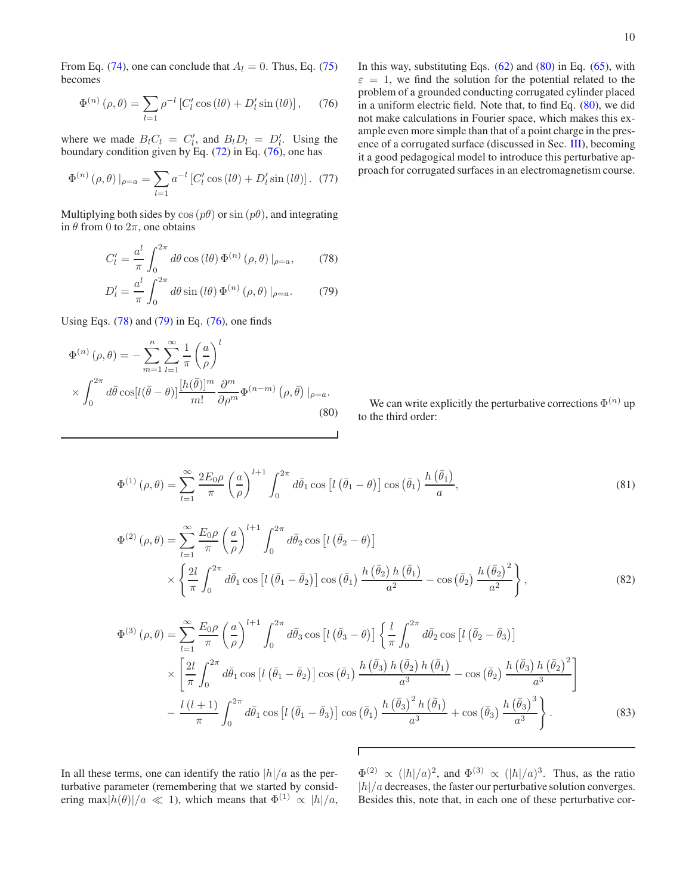From Eq. (74), one can conclude that $A_l = 0$. Thus, Eq. (75) becomes

$$\Phi^{(n)}(\rho,\theta) = \sum_{l=1} \rho^{-l}\left[C_l' \cos(l\theta) + D_l' \sin(l\theta)\right], \tag{76}$$

where we made $B_l C_l = C_l'$, and $B_l D_l = D_l'$. Using the boundary condition given by Eq. (72) in Eq. (76), one has

$$\Phi^{(n)}(\rho,\theta)\,|_{\rho=a} = \sum_{l=1} a^{-l}\left[C_l' \cos(l\theta) + D_l' \sin(l\theta)\right]. \tag{77}$$

Multiplying both sides by $\cos(p\theta)$ or $\sin(p\theta)$, and integrating in $\theta$ from 0 to $2\pi$, one obtains

$$C_l' = \frac{a^l}{\pi}\int_0^{2\pi} d\theta \cos(l\theta)\, \Phi^{(n)}(\rho,\theta)\,|_{\rho=a}, \tag{78}$$

$$D_l' = \frac{a^l}{\pi}\int_0^{2\pi} d\theta \sin(l\theta)\, \Phi^{(n)}(\rho,\theta)\,|_{\rho=a}. \tag{79}$$

Using Eqs. (78) and (79) in Eq. (76), one finds

$$\Phi^{(n)}(\rho,\theta) = -\sum_{m=1}^{n}\sum_{l=1}^{\infty} \frac{1}{\pi}\left(\frac{a}{\rho}\right)^l \times \int_0^{2\pi} d\bar{\theta} \cos[l(\bar{\theta}-\theta)] \frac{[h(\bar{\theta})]^m}{m!} \frac{\partial^m}{\partial \rho^m}\Phi^{(n-m)}(\rho,\bar{\theta})\,|_{\rho=a}. \tag{80}$$

In this way, substituting Eqs. (62) and (80) in Eq. (65), with $\varepsilon = 1$, we find the solution for the potential related to the problem of a grounded conducting corrugated cylinder placed in a uniform electric field. Note that, to find Eq. (80), we did not make calculations in Fourier space, which makes this example even more simple than that of a point charge in the presence of a corrugated surface (discussed in Sec. III), becoming it a good pedagogical model to introduce this perturbative approach for corrugated surfaces in an electromagnetism course.

We can write explicitly the perturbative corrections $\Phi^{(n)}$ up to the third order:

$$\Phi^{(1)}(\rho,\theta) = \sum_{l=1}^{\infty} \frac{2E_0\rho}{\pi}\left(\frac{a}{\rho}\right)^{l+1} \int_0^{2\pi} d\bar{\theta}_1 \cos\left[l\left(\bar{\theta}_1-\theta\right)\right]\cos\left(\bar{\theta}_1\right)\frac{h\left(\bar{\theta}_1\right)}{a}, \tag{81}$$

$$\Phi^{(2)}(\rho,\theta) = \sum_{l=1}^{\infty} \frac{E_0\rho}{\pi}\left(\frac{a}{\rho}\right)^{l+1} \int_0^{2\pi} d\bar{\theta}_2 \cos\left[l\left(\bar{\theta}_2-\theta\right)\right] \times \left\{\frac{2l}{\pi}\int_0^{2\pi} d\bar{\theta}_1 \cos\left[l\left(\bar{\theta}_1-\bar{\theta}_2\right)\right]\cos\left(\bar{\theta}_1\right)\frac{h\left(\bar{\theta}_2\right)h\left(\bar{\theta}_1\right)}{a^2} - \cos\left(\bar{\theta}_2\right)\frac{h\left(\bar{\theta}_2\right)^2}{a^2}\right\}, \tag{82}$$

$$\begin{aligned}\Phi^{(3)}(\rho,\theta) = \sum_{l=1}^{\infty} \frac{E_0\rho}{\pi}\left(\frac{a}{\rho}\right)^{l+1} \int_0^{2\pi} d\bar{\theta}_3 \cos\left[l\left(\bar{\theta}_3-\theta\right)\right]\Bigg\{\frac{l}{\pi}\int_0^{2\pi} d\bar{\theta}_2 \cos\left[l\left(\bar{\theta}_2-\bar{\theta}_3\right)\right] \\ \times\left[\frac{2l}{\pi}\int_0^{2\pi} d\bar{\theta}_1 \cos\left[l\left(\bar{\theta}_1-\bar{\theta}_2\right)\right]\cos\left(\bar{\theta}_1\right)\frac{h\left(\bar{\theta}_3\right)h\left(\bar{\theta}_2\right)h\left(\bar{\theta}_1\right)}{a^3} - \cos\left(\bar{\theta}_2\right)\frac{h\left(\bar{\theta}_3\right)h\left(\bar{\theta}_2\right)^2}{a^3}\right] \\ - \frac{l(l+1)}{\pi}\int_0^{2\pi} d\bar{\theta}_1 \cos\left[l\left(\bar{\theta}_1-\bar{\theta}_3\right)\right]\cos\left(\bar{\theta}_1\right)\frac{h\left(\bar{\theta}_3\right)^2 h\left(\bar{\theta}_1\right)}{a^3} + \cos\left(\bar{\theta}_3\right)\frac{h\left(\bar{\theta}_3\right)^3}{a^3}\Bigg\}.\end{aligned} \tag{83}$$

In all these terms, one can identify the ratio $|h|/a$ as the perturbative parameter (remembering that we started by considering $\max|h(\theta)|/a \ll 1$), which means that $\Phi^{(1)} \propto |h|/a$, $\Phi^{(2)} \propto (|h|/a)^2$, and $\Phi^{(3)} \propto (|h|/a)^3$. Thus, as the ratio $|h|/a$ decreases, the faster our perturbative solution converges. Besides this, note that, in each one of these perturbative cor-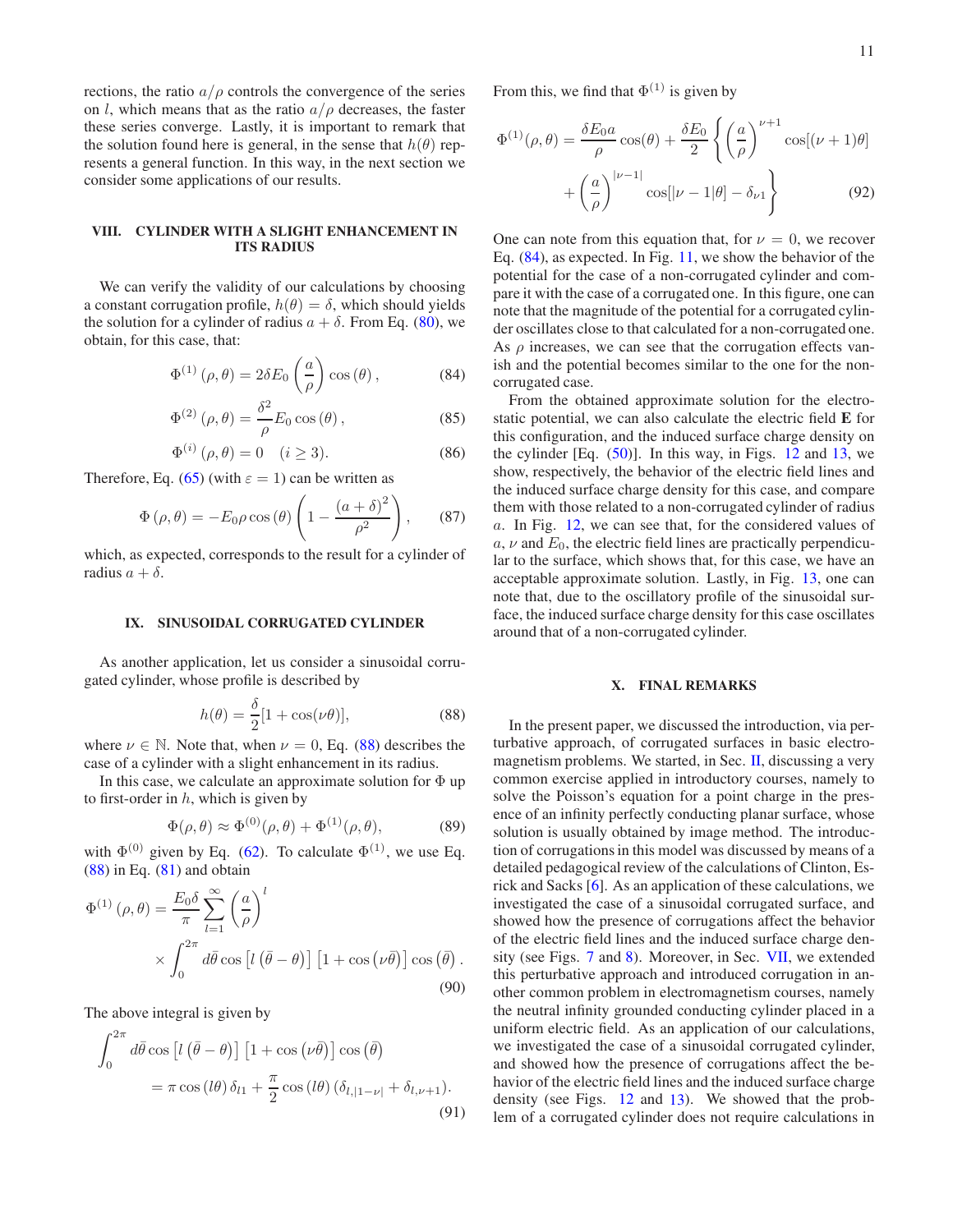rections, the ratio $a/\rho$ controls the convergence of the series on $l$, which means that as the ratio $a/\rho$ decreases, the faster these series converge. Lastly, it is important to remark that the solution found here is general, in the sense that $h(\theta)$ represents a general function. In this way, in the next section we consider some applications of our results.

## VIII. CYLINDER WITH A SLIGHT ENHANCEMENT IN ITS RADIUS

We can verify the validity of our calculations by choosing a constant corrugation profile, $h(\theta) = \delta$, which should yields the solution for a cylinder of radius $a + \delta$. From Eq. (80), we obtain, for this case, that:

$$\Phi^{(1)}(\rho, \theta) = 2\delta E_0 \left(\frac{a}{\rho}\right) \cos(\theta), \tag{84}$$

$$\Phi^{(2)}(\rho, \theta) = \frac{\delta^2}{\rho} E_0 \cos(\theta), \tag{85}$$

$$\Phi^{(i)}(\rho, \theta) = 0 \quad (i \geq 3). \tag{86}$$

Therefore, Eq. (65) (with $\varepsilon = 1$) can be written as

$$\Phi(\rho, \theta) = -E_0 \rho \cos(\theta) \left(1 - \frac{(a+\delta)^2}{\rho^2}\right), \tag{87}$$

which, as expected, corresponds to the result for a cylinder of radius $a + \delta$.

## IX. SINUSOIDAL CORRUGATED CYLINDER

As another application, let us consider a sinusoidal corrugated cylinder, whose profile is described by

$$h(\theta) = \frac{\delta}{2}[1 + \cos(\nu\theta)], \tag{88}$$

where $\nu \in \mathbb{N}$. Note that, when $\nu = 0$, Eq. (88) describes the case of a cylinder with a slight enhancement in its radius.

In this case, we calculate an approximate solution for $\Phi$ up to first-order in $h$, which is given by

$$\Phi(\rho, \theta) \approx \Phi^{(0)}(\rho, \theta) + \Phi^{(1)}(\rho, \theta), \tag{89}$$

with $\Phi^{(0)}$ given by Eq. (62). To calculate $\Phi^{(1)}$, we use Eq. (88) in Eq. (81) and obtain

$$\Phi^{(1)}(\rho, \theta) = \frac{E_0 \delta}{\pi} \sum_{l=1}^{\infty} \left(\frac{a}{\rho}\right)^l \times \int_0^{2\pi} d\bar{\theta} \cos\left[l\left(\bar{\theta} - \theta\right)\right]\left[1 + \cos\left(\nu\bar{\theta}\right)\right]\cos\left(\bar{\theta}\right). \tag{90}$$

The above integral is given by

$$\int_0^{2\pi} d\bar{\theta} \cos\left[l\left(\bar{\theta} - \theta\right)\right]\left[1 + \cos\left(\nu\bar{\theta}\right)\right]\cos\left(\bar{\theta}\right) = \pi \cos(l\theta)\,\delta_{l1} + \frac{\pi}{2}\cos(l\theta)\left(\delta_{l,|1-\nu|} + \delta_{l,\nu+1}\right). \tag{91}$$

From this, we find that $\Phi^{(1)}$ is given by

$$\Phi^{(1)}(\rho, \theta) = \frac{\delta E_0 a}{\rho}\cos(\theta) + \frac{\delta E_0}{2}\left\{\left(\frac{a}{\rho}\right)^{\nu+1}\cos[(\nu+1)\theta] + \left(\frac{a}{\rho}\right)^{|\nu-1|}\cos[|\nu - 1|\theta] - \delta_{\nu 1}\right\} \tag{92}$$

One can note from this equation that, for $\nu = 0$, we recover Eq. (84), as expected. In Fig. 11, we show the behavior of the potential for the case of a non-corrugated cylinder and compare it with the case of a corrugated one. In this figure, one can note that the magnitude of the potential for a corrugated cylinder oscillates close to that calculated for a non-corrugated one. As $\rho$ increases, we can see that the corrugation effects vanish and the potential becomes similar to the one for the non-corrugated case.

From the obtained approximate solution for the electrostatic potential, we can also calculate the electric field $\mathbf{E}$ for this configuration, and the induced surface charge density on the cylinder [Eq. (50)]. In this way, in Figs. 12 and 13, we show, respectively, the behavior of the electric field lines and the induced surface charge density for this case, and compare them with those related to a non-corrugated cylinder of radius $a$. In Fig. 12, we can see that, for the considered values of $a$, $\nu$ and $E_0$, the electric field lines are practically perpendicular to the surface, which shows that, for this case, we have an acceptable approximate solution. Lastly, in Fig. 13, one can note that, due to the oscillatory profile of the sinusoidal surface, the induced surface charge density for this case oscillates around that of a non-corrugated cylinder.

## X. FINAL REMARKS

In the present paper, we discussed the introduction, via perturbative approach, of corrugated surfaces in basic electromagnetism problems. We started, in Sec. II, discussing a very common exercise applied in introductory courses, namely to solve the Poisson's equation for a point charge in the presence of an infinity perfectly conducting planar surface, whose solution is usually obtained by image method. The introduction of corrugations in this model was discussed by means of a detailed pedagogical review of the calculations of Clinton, Esrick and Sacks [6]. As an application of these calculations, we investigated the case of a sinusoidal corrugated surface, and showed how the presence of corrugations affect the behavior of the electric field lines and the induced surface charge density (see Figs. 7 and 8). Moreover, in Sec. VII, we extended this perturbative approach and introduced corrugation in another common problem in electromagnetism courses, namely the neutral infinity grounded conducting cylinder placed in a uniform electric field. As an application of our calculations, we investigated the case of a sinusoidal corrugated cylinder, and showed how the presence of corrugations affect the behavior of the electric field lines and the induced surface charge density (see Figs. 12 and 13). We showed that the problem of a corrugated cylinder does not require calculations in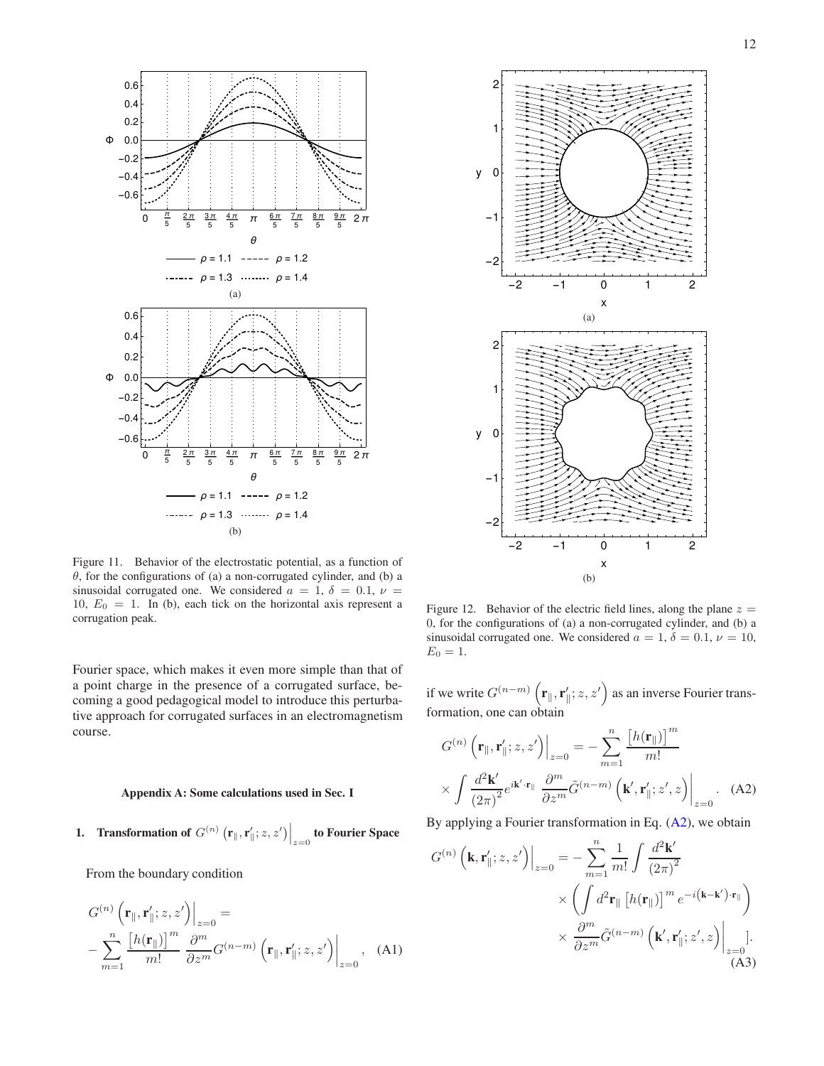Figure 11. Behavior of the electrostatic potential, as a function of $\theta$, for the configurations of (a) a non-corrugated cylinder, and (b) a sinusoidal corrugated one. We considered $a = 1$, $\delta = 0.1$, $\nu = 10$, $E_0 = 1$. In (b), each tick on the horizontal axis represent a corrugation peak.

Figure 12. Behavior of the electric field lines, along the plane $z = 0$, for the configurations of (a) a non-corrugated cylinder, and (b) a sinusoidal corrugated one. We considered $a = 1$, $\delta = 0.1$, $\nu = 10$, $E_0 = 1$.

Fourier space, which makes it even more simple than that of a point charge in the presence of a corrugated surface, becoming a good pedagogical model to introduce this perturbative approach for corrugated surfaces in an electromagnetism course.

### Appendix A: Some calculations used in Sec. I

#### 1. Transformation of $G^{(n)}\left(\mathbf{r}_{\parallel}, \mathbf{r}'_{\parallel}; z, z'\right)\Big|_{z=0}$ to Fourier Space

From the boundary condition

$$G^{(n)}\left(\mathbf{r}_{\parallel}, \mathbf{r}'_{\parallel}; z, z'\right)\Big|_{z=0} = -\sum_{m=1}^{n} \frac{\left[h(\mathbf{r}_{\parallel})\right]^m}{m!} \frac{\partial^m}{\partial z^m} G^{(n-m)}\left(\mathbf{r}_{\parallel}, \mathbf{r}'_{\parallel}; z, z'\right)\Big|_{z=0}, \quad \text{(A1)}$$

if we write $G^{(n-m)}\left(\mathbf{r}_{\parallel}, \mathbf{r}'_{\parallel}; z, z'\right)$ as an inverse Fourier transformation, one can obtain

$$G^{(n)}\left(\mathbf{r}_{\parallel}, \mathbf{r}'_{\parallel}; z, z'\right)\Big|_{z=0} = -\sum_{m=1}^{n} \frac{\left[h(\mathbf{r}_{\parallel})\right]^m}{m!} \times \int \frac{d^2\mathbf{k}'}{(2\pi)^2} e^{i\mathbf{k}'\cdot\mathbf{r}_{\parallel}} \frac{\partial^m}{\partial z^m} \tilde{G}^{(n-m)}\left(\mathbf{k}', \mathbf{r}'_{\parallel}; z', z\right)\Big|_{z=0}. \quad \text{(A2)}$$

By applying a Fourier transformation in Eq. (A2), we obtain

$$G^{(n)}\left(\mathbf{k}, \mathbf{r}'_{\parallel}; z, z'\right)\Big|_{z=0} = -\sum_{m=1}^{n} \frac{1}{m!} \int \frac{d^2\mathbf{k}'}{(2\pi)^2} \times \left(\int d^2\mathbf{r}_{\parallel} \left[h(\mathbf{r}_{\parallel})\right]^m e^{-i\left(\mathbf{k}-\mathbf{k}'\right)\cdot\mathbf{r}_{\parallel}}\right) \times \frac{\partial^m}{\partial z^m} \tilde{G}^{(n-m)}\left(\mathbf{k}', \mathbf{r}'_{\parallel}; z', z\right)\Big|_{z=0}]. \quad \text{(A3)}$$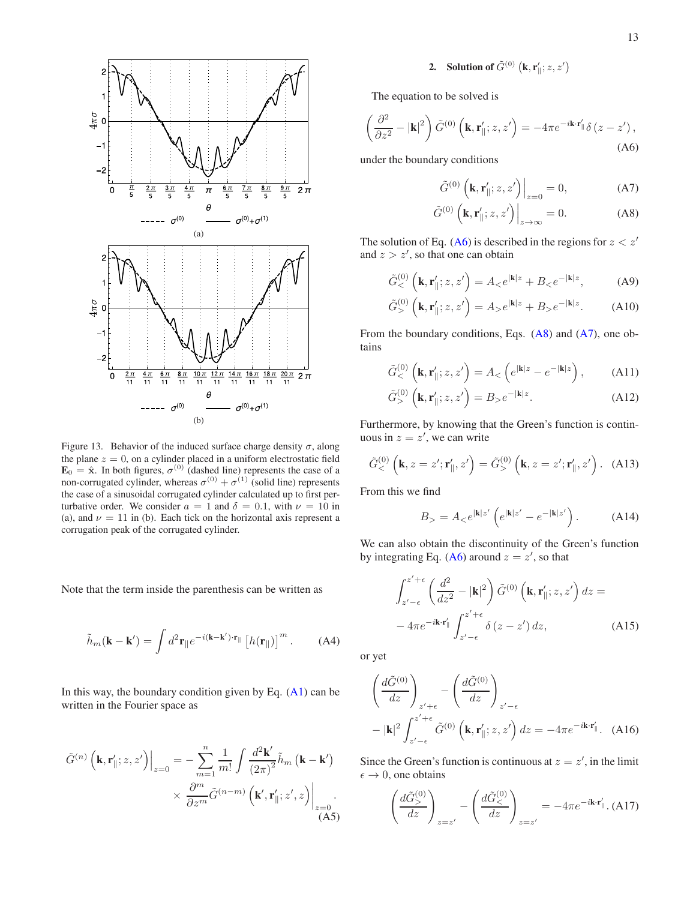Figure 13. Behavior of the induced surface charge density $\sigma$, along the plane $z = 0$, on a cylinder placed in a uniform electrostatic field $\mathbf{E}_0 = \hat{\mathbf{x}}$. In both figures, $\sigma^{(0)}$ (dashed line) represents the case of a non-corrugated cylinder, whereas $\sigma^{(0)} + \sigma^{(1)}$ (solid line) represents the case of a sinusoidal corrugated cylinder calculated up to first perturbative order. We consider $a = 1$ and $\delta = 0.1$, with $\nu = 10$ in (a), and $\nu = 11$ in (b). Each tick on the horizontal axis represent a corrugation peak of the corrugated cylinder.

Note that the term inside the parenthesis can be written as

$$\tilde{h}_m(\mathbf{k} - \mathbf{k}') = \int d^2\mathbf{r}_\parallel e^{-i(\mathbf{k}-\mathbf{k}')\cdot\mathbf{r}_\parallel} \left[h(\mathbf{r}_\parallel)\right]^m. \tag{A4}$$

In this way, the boundary condition given by Eq. (A1) can be written in the Fourier space as

$$\tilde{G}^{(n)}\left(\mathbf{k}, \mathbf{r}'_\parallel; z, z'\right)\Big|_{z=0} = -\sum_{m=1}^{n} \frac{1}{m!} \int \frac{d^2\mathbf{k}'}{(2\pi)^2} \tilde{h}_m\left(\mathbf{k} - \mathbf{k}'\right) \times \frac{\partial^m}{\partial z^m} \tilde{G}^{(n-m)}\left(\mathbf{k}', \mathbf{r}'_\parallel; z', z\right)\Big|_{z=0}. \tag{A5}$$

### 2. Solution of $\tilde{G}^{(0)}\left(\mathbf{k}, \mathbf{r}'_\parallel; z, z'\right)$

The equation to be solved is

$$\left(\frac{\partial^2}{\partial z^2} - |\mathbf{k}|^2\right) \tilde{G}^{(0)}\left(\mathbf{k}, \mathbf{r}'_\parallel; z, z'\right) = -4\pi e^{-i\mathbf{k}\cdot\mathbf{r}'_\parallel} \delta\left(z - z'\right), \tag{A6}$$

under the boundary conditions

$$\tilde{G}^{(0)}\left(\mathbf{k}, \mathbf{r}'_\parallel; z, z'\right)\Big|_{z=0} = 0, \tag{A7}$$

$$\tilde{G}^{(0)}\left(\mathbf{k}, \mathbf{r}'_\parallel; z, z'\right)\Big|_{z\to\infty} = 0. \tag{A8}$$

The solution of Eq. (A6) is described in the regions for $z < z'$ and $z > z'$, so that one can obtain

$$\tilde{G}^{(0)}_<\left(\mathbf{k}, \mathbf{r}'_\parallel; z, z'\right) = A_< e^{|\mathbf{k}|z} + B_< e^{-|\mathbf{k}|z}, \tag{A9}$$

$$\tilde{G}^{(0)}_>\left(\mathbf{k}, \mathbf{r}'_\parallel; z, z'\right) = A_> e^{|\mathbf{k}|z} + B_> e^{-|\mathbf{k}|z}. \tag{A10}$$

From the boundary conditions, Eqs. (A8) and (A7), one obtains

$$\tilde{G}^{(0)}_<\left(\mathbf{k}, \mathbf{r}'_\parallel; z, z'\right) = A_< \left(e^{|\mathbf{k}|z} - e^{-|\mathbf{k}|z}\right), \tag{A11}$$

$$\tilde{G}^{(0)}_>\left(\mathbf{k}, \mathbf{r}'_\parallel; z, z'\right) = B_> e^{-|\mathbf{k}|z}. \tag{A12}$$

Furthermore, by knowing that the Green's function is continuous in $z = z'$, we can write

$$\tilde{G}^{(0)}_<\left(\mathbf{k}, z = z'; \mathbf{r}'_\parallel, z'\right) = \tilde{G}^{(0)}_>\left(\mathbf{k}, z = z'; \mathbf{r}'_\parallel, z'\right). \tag{A13}$$

From this we find

$$B_> = A_< e^{|\mathbf{k}|z'} \left(e^{|\mathbf{k}|z'} - e^{-|\mathbf{k}|z'}\right). \tag{A14}$$

We can also obtain the discontinuity of the Green's function by integrating Eq. (A6) around $z = z'$, so that

$$\int_{z'-\epsilon}^{z'+\epsilon} \left(\frac{d^2}{dz^2} - |\mathbf{k}|^2\right) \tilde{G}^{(0)}\left(\mathbf{k}, \mathbf{r}'_\parallel; z, z'\right) dz = -4\pi e^{-i\mathbf{k}\cdot\mathbf{r}'_\parallel} \int_{z'-\epsilon}^{z'+\epsilon} \delta\left(z - z'\right) dz, \tag{A15}$$

or yet

$$\left(\frac{d\tilde{G}^{(0)}}{dz}\right)_{z'+\epsilon} - \left(\frac{d\tilde{G}^{(0)}}{dz}\right)_{z'-\epsilon} - |\mathbf{k}|^2 \int_{z'-\epsilon}^{z'+\epsilon} \tilde{G}^{(0)}\left(\mathbf{k}, \mathbf{r}'_\parallel; z, z'\right) dz = -4\pi e^{-i\mathbf{k}\cdot\mathbf{r}'_\parallel}. \tag{A16}$$

Since the Green's function is continuous at $z = z'$, in the limit $\epsilon \to 0$, one obtains

$$\left(\frac{d\tilde{G}^{(0)}_>}{dz}\right)_{z=z'} - \left(\frac{d\tilde{G}^{(0)}_<}{dz}\right)_{z=z'} = -4\pi e^{-i\mathbf{k}\cdot\mathbf{r}'_\parallel}. \tag{A17}$$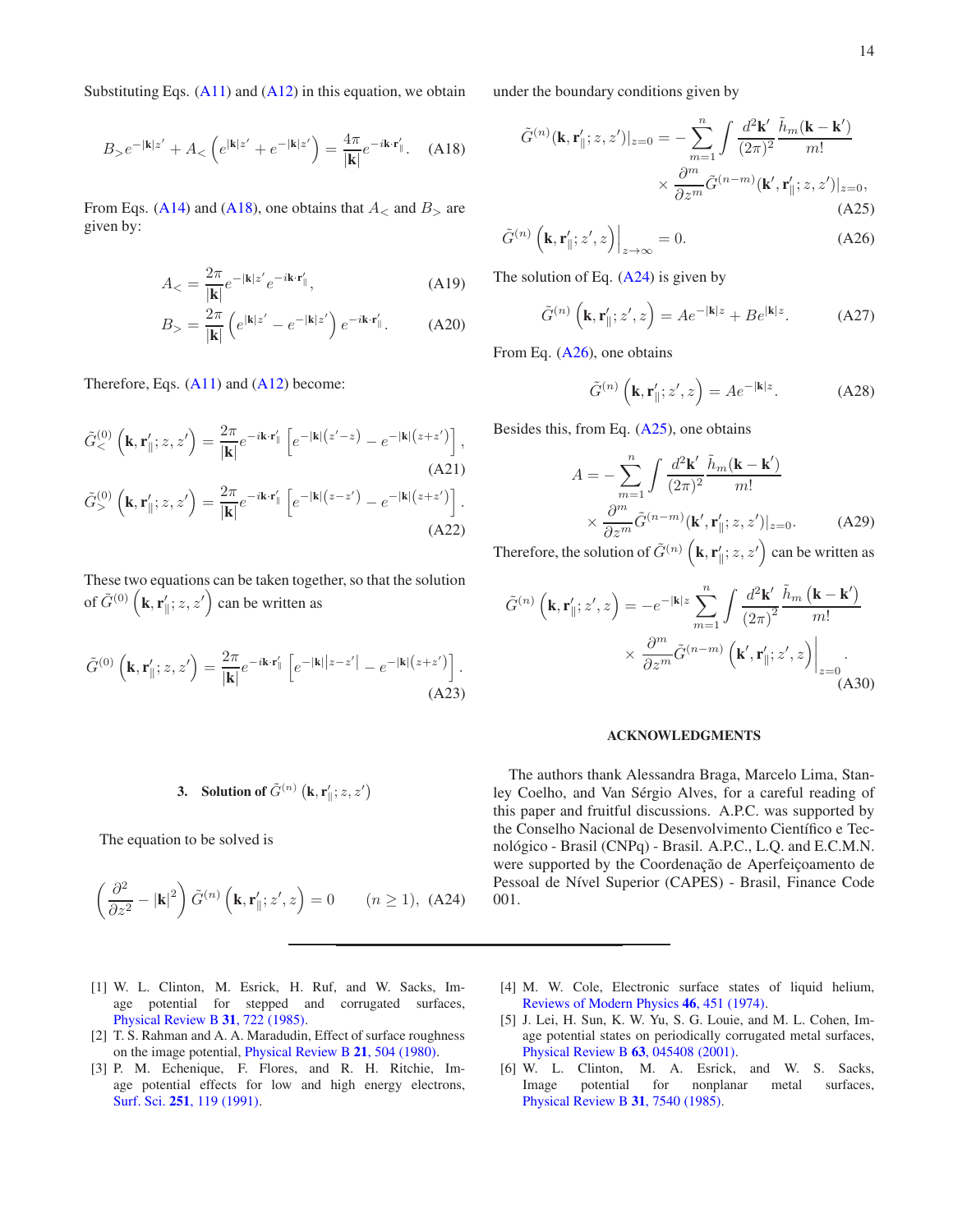Substituting Eqs. (A11) and (A12) in this equation, we obtain

$$B_{>}e^{-|\mathbf{k}|z'} + A_{<}\left(e^{|\mathbf{k}|z'} + e^{-|\mathbf{k}|z'}\right) = \frac{4\pi}{|\mathbf{k}|}e^{-i\mathbf{k}\cdot\mathbf{r}'_{\parallel}}. \quad \text{(A18)}$$

From Eqs. (A14) and (A18), one obtains that $A_{<}$ and $B_{>}$ are given by:

$$A_{<} = \frac{2\pi}{|\mathbf{k}|}e^{-|\mathbf{k}|z'}e^{-i\mathbf{k}\cdot\mathbf{r}'_{\parallel}}, \quad \text{(A19)}$$

$$B_{>} = \frac{2\pi}{|\mathbf{k}|}\left(e^{|\mathbf{k}|z'} - e^{-|\mathbf{k}|z'}\right)e^{-i\mathbf{k}\cdot\mathbf{r}'_{\parallel}}. \quad \text{(A20)}$$

Therefore, Eqs. (A11) and (A12) become:

$$\tilde{G}^{(0)}_{<}\left(\mathbf{k}, \mathbf{r}'_{\parallel}; z, z'\right) = \frac{2\pi}{|\mathbf{k}|}e^{-i\mathbf{k}\cdot\mathbf{r}'_{\parallel}}\left[e^{-|\mathbf{k}|\left(z'-z\right)} - e^{-|\mathbf{k}|\left(z+z'\right)}\right], \quad \text{(A21)}$$

$$\tilde{G}^{(0)}_{>}\left(\mathbf{k}, \mathbf{r}'_{\parallel}; z, z'\right) = \frac{2\pi}{|\mathbf{k}|}e^{-i\mathbf{k}\cdot\mathbf{r}'_{\parallel}}\left[e^{-|\mathbf{k}|\left(z-z'\right)} - e^{-|\mathbf{k}|\left(z+z'\right)}\right]. \quad \text{(A22)}$$

These two equations can be taken together, so that the solution of $\tilde{G}^{(0)}\left(\mathbf{k}, \mathbf{r}'_{\parallel}; z, z'\right)$ can be written as

$$\tilde{G}^{(0)}\left(\mathbf{k}, \mathbf{r}'_{\parallel}; z, z'\right) = \frac{2\pi}{|\mathbf{k}|}e^{-i\mathbf{k}\cdot\mathbf{r}'_{\parallel}}\left[e^{-|\mathbf{k}||z-z'|} - e^{-|\mathbf{k}|\left(z+z'\right)}\right]. \quad \text{(A23)}$$

### 3. Solution of $\tilde{G}^{(n)}\left(\mathbf{k}, \mathbf{r}'_{\parallel}; z, z'\right)$

The equation to be solved is

$$\left(\frac{\partial^2}{\partial z^2} - |\mathbf{k}|^2\right)\tilde{G}^{(n)}\left(\mathbf{k}, \mathbf{r}'_{\parallel}; z', z\right) = 0 \qquad (n \geq 1), \quad \text{(A24)}$$

under the boundary conditions given by

$$\tilde{G}^{(n)}(\mathbf{k}, \mathbf{r}'_{\parallel}; z, z')|_{z=0} = -\sum_{m=1}^{n}\int\frac{d^2\mathbf{k}'}{(2\pi)^2}\frac{\tilde{h}_m(\mathbf{k}-\mathbf{k}')}{m!} \times \frac{\partial^m}{\partial z^m}\tilde{G}^{(n-m)}(\mathbf{k}', \mathbf{r}'_{\parallel}; z, z')|_{z=0}, \quad \text{(A25)}$$

$$\tilde{G}^{(n)}\left(\mathbf{k}, \mathbf{r}'_{\parallel}; z', z\right)\Big|_{z\to\infty} = 0. \quad \text{(A26)}$$

The solution of Eq. (A24) is given by

$$\tilde{G}^{(n)}\left(\mathbf{k}, \mathbf{r}'_{\parallel}; z', z\right) = Ae^{-|\mathbf{k}|z} + Be^{|\mathbf{k}|z}. \quad \text{(A27)}$$

From Eq. (A26), one obtains

$$\tilde{G}^{(n)}\left(\mathbf{k}, \mathbf{r}'_{\parallel}; z', z\right) = Ae^{-|\mathbf{k}|z}. \quad \text{(A28)}$$

Besides this, from Eq. (A25), one obtains

$$A = -\sum_{m=1}^{n}\int\frac{d^2\mathbf{k}'}{(2\pi)^2}\frac{\tilde{h}_m(\mathbf{k}-\mathbf{k}')}{m!} \times \frac{\partial^m}{\partial z^m}\tilde{G}^{(n-m)}(\mathbf{k}', \mathbf{r}'_{\parallel}; z, z')|_{z=0}. \quad \text{(A29)}$$

Therefore, the solution of $\tilde{G}^{(n)}\left(\mathbf{k}, \mathbf{r}'_{\parallel}; z, z'\right)$ can be written as

$$\tilde{G}^{(n)}\left(\mathbf{k}, \mathbf{r}'_{\parallel}; z', z\right) = -e^{-|\mathbf{k}|z}\sum_{m=1}^{n}\int\frac{d^2\mathbf{k}'}{(2\pi)^2}\frac{\tilde{h}_m\left(\mathbf{k}-\mathbf{k}'\right)}{m!} \times \frac{\partial^m}{\partial z^m}\tilde{G}^{(n-m)}\left(\mathbf{k}', \mathbf{r}'_{\parallel}; z', z\right)\Big|_{z=0}. \quad \text{(A30)}$$

## ACKNOWLEDGMENTS

The authors thank Alessandra Braga, Marcelo Lima, Stanley Coelho, and Van Sérgio Alves, for a careful reading of this paper and fruitful discussions. A.P.C. was supported by the Conselho Nacional de Desenvolvimento Científico e Tecnológico - Brasil (CNPq) - Brasil. A.P.C., L.Q. and E.C.M.N. were supported by the Coordenação de Aperfeiçoamento de Pessoal de Nível Superior (CAPES) - Brasil, Finance Code 001.

---

[1] W. L. Clinton, M. Esrick, H. Ruf, and W. Sacks, Image potential for stepped and corrugated surfaces, Physical Review B **31**, 722 (1985).

[2] T. S. Rahman and A. A. Maradudin, Effect of surface roughness on the image potential, Physical Review B **21**, 504 (1980).

[3] P. M. Echenique, F. Flores, and R. H. Ritchie, Image potential effects for low and high energy electrons, Surf. Sci. **251**, 119 (1991).

[4] M. W. Cole, Electronic surface states of liquid helium, Reviews of Modern Physics **46**, 451 (1974).

[5] J. Lei, H. Sun, K. W. Yu, S. G. Louie, and M. L. Cohen, Image potential states on periodically corrugated metal surfaces, Physical Review B **63**, 045408 (2001).

[6] W. L. Clinton, M. A. Esrick, and W. S. Sacks, Image potential for nonplanar metal surfaces, Physical Review B **31**, 7540 (1985).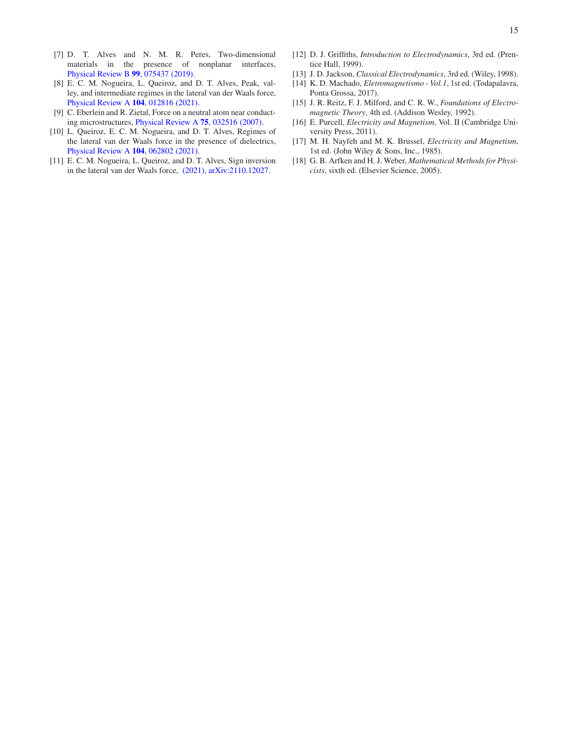[7] D. T. Alves and N. M. R. Peres, Two-dimensional materials in the presence of nonplanar interfaces, Physical Review B **99**, 075437 (2019).

[8] E. C. M. Nogueira, L. Queiroz, and D. T. Alves, Peak, valley, and intermediate regimes in the lateral van der Waals force, Physical Review A **104**, 012816 (2021).

[9] C. Eberlein and R. Zietal, Force on a neutral atom near conducting microstructures, Physical Review A **75**, 032516 (2007).

[10] L. Queiroz, E. C. M. Nogueira, and D. T. Alves, Regimes of the lateral van der Waals force in the presence of dielectrics, Physical Review A **104**, 062802 (2021).

[11] E. C. M. Nogueira, L. Queiroz, and D. T. Alves, Sign inversion in the lateral van der Waals force, (2021), arXiv:2110.12027.

[12] D. J. Griffiths, *Introduction to Electrodynamics*, 3rd ed. (Prentice Hall, 1999).

[13] J. D. Jackson, *Classical Electrodynamics*, 3rd ed. (Wiley, 1998).

[14] K. D. Machado, *Eletromagnetismo - Vol.1*, 1st ed. (Todapalavra, Ponta Grossa, 2017).

[15] J. R. Reitz, F. J. Milford, and C. R. W., *Foundations of Electromagnetic Theory*, 4th ed. (Addison Wesley, 1992).

[16] E. Purcell, *Electricity and Magnetism*, Vol. II (Cambridge University Press, 2011).

[17] M. H. Nayfeh and M. K. Brussel, *Electricity and Magnetism*, 1st ed. (John Wiley & Sons, Inc., 1985).

[18] G. B. Arfken and H. J. Weber, *Mathematical Methods for Physicists*, sixth ed. (Elsevier Science, 2005).